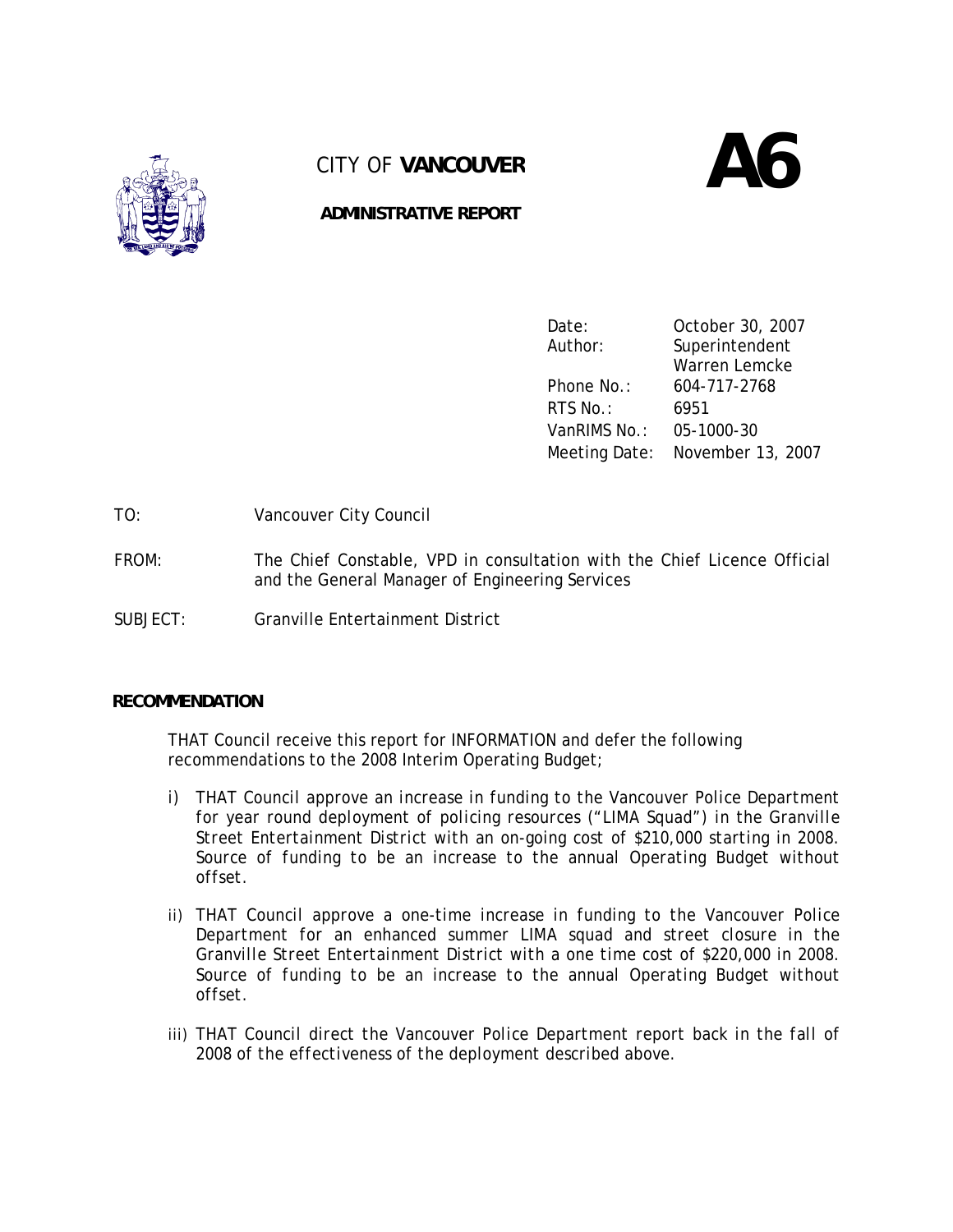CITY OF **VANCOUVER**

**A6**

**ADMINISTRATIVE REPORT**

| | |
|---|---|
| Date: | October 30, 2007 |
| Author: | Superintendent Warren Lemcke |
| Phone No.: | 604-717-2768 |
| RTS No.: | 6951 |
| VanRIMS No.: | 05-1000-30 |
| Meeting Date: | November 13, 2007 |

TO: Vancouver City Council

FROM: The Chief Constable, VPD in consultation with the Chief Licence Official and the General Manager of Engineering Services

SUBJECT: Granville Entertainment District

## RECOMMENDATION

THAT Council receive this report for INFORMATION and defer the following recommendations to the 2008 Interim Operating Budget;

i) *THAT Council approve an increase in funding to the Vancouver Police Department for year round deployment of policing resources ("LIMA Squad") in the Granville Street Entertainment District with an on-going cost of $210,000 starting in 2008. Source of funding to be an increase to the annual Operating Budget without offset.*

ii) *THAT Council approve a one-time increase in funding to the Vancouver Police Department for an enhanced summer LIMA squad and street closure in the Granville Street Entertainment District with a one time cost of $220,000 in 2008. Source of funding to be an increase to the annual Operating Budget without offset.*

iii) *THAT Council direct the Vancouver Police Department report back in the fall of 2008 of the effectiveness of the deployment described above.*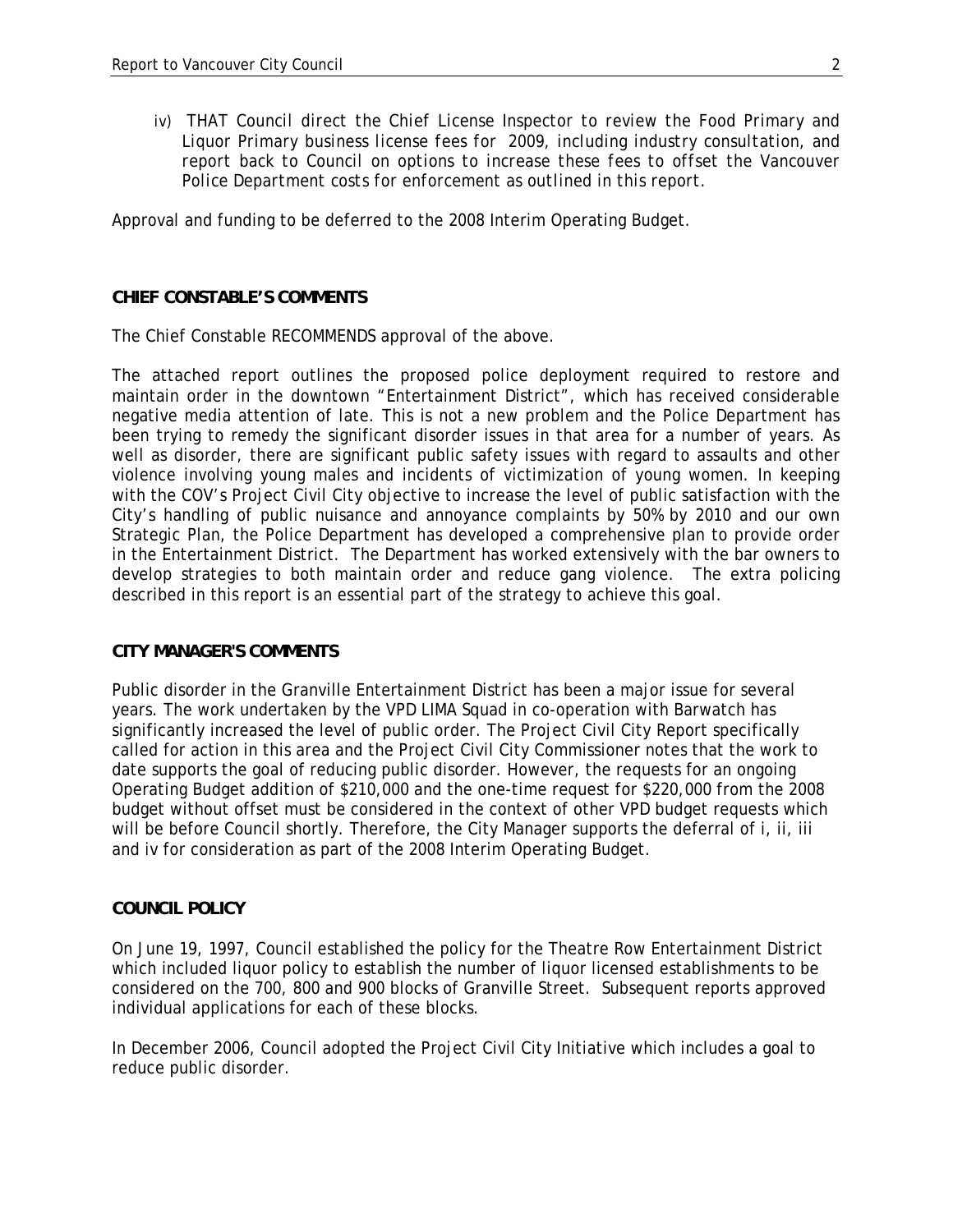iv) *THAT Council direct the Chief License Inspector to review the Food Primary and Liquor Primary business license fees for 2009, including industry consultation, and report back to Council on options to increase these fees to offset the Vancouver Police Department costs for enforcement as outlined in this report.*

Approval and funding to be deferred to the 2008 Interim Operating Budget.

## CHIEF CONSTABLE'S COMMENTS

The Chief Constable RECOMMENDS approval of the above.

The attached report outlines the proposed police deployment required to restore and maintain order in the downtown "Entertainment District", which has received considerable negative media attention of late. This is not a new problem and the Police Department has been trying to remedy the significant disorder issues in that area for a number of years. As well as disorder, there are significant public safety issues with regard to assaults and other violence involving young males and incidents of victimization of young women. In keeping with the COV's Project Civil City objective to increase the level of public satisfaction with the City's handling of public nuisance and annoyance complaints by 50% by 2010 and our own Strategic Plan, the Police Department has developed a comprehensive plan to provide order in the Entertainment District. The Department has worked extensively with the bar owners to develop strategies to both maintain order and reduce gang violence. The extra policing described in this report is an essential part of the strategy to achieve this goal.

## CITY MANAGER'S COMMENTS

Public disorder in the Granville Entertainment District has been a major issue for several years. The work undertaken by the VPD LIMA Squad in co-operation with Barwatch has significantly increased the level of public order. The Project Civil City Report specifically called for action in this area and the Project Civil City Commissioner notes that the work to date supports the goal of reducing public disorder. However, the requests for an ongoing Operating Budget addition of $210,000 and the one-time request for $220,000 from the 2008 budget without offset must be considered in the context of other VPD budget requests which will be before Council shortly. Therefore, the City Manager supports the deferral of i, ii, iii and iv for consideration as part of the 2008 Interim Operating Budget.

## COUNCIL POLICY

On June 19, 1997, Council established the policy for the Theatre Row Entertainment District which included liquor policy to establish the number of liquor licensed establishments to be considered on the 700, 800 and 900 blocks of Granville Street. Subsequent reports approved individual applications for each of these blocks.

In December 2006, Council adopted the Project Civil City Initiative which includes a goal to reduce public disorder.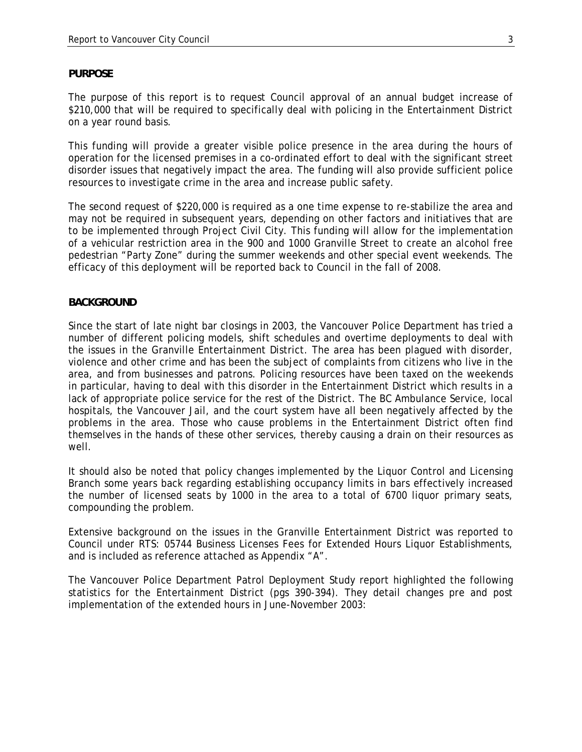## PURPOSE

The purpose of this report is to request Council approval of an annual budget increase of $210,000 that will be required to specifically deal with policing in the Entertainment District on a year round basis.

This funding will provide a greater visible police presence in the area during the hours of operation for the licensed premises in a co-ordinated effort to deal with the significant street disorder issues that negatively impact the area. The funding will also provide sufficient police resources to investigate crime in the area and increase public safety.

The second request of $220,000 is required as a one time expense to re-stabilize the area and may not be required in subsequent years, depending on other factors and initiatives that are to be implemented through Project Civil City. This funding will allow for the implementation of a vehicular restriction area in the 900 and 1000 Granville Street to create an alcohol free pedestrian "Party Zone" during the summer weekends and other special event weekends. The efficacy of this deployment will be reported back to Council in the fall of 2008.

## BACKGROUND

Since the start of late night bar closings in 2003, the Vancouver Police Department has tried a number of different policing models, shift schedules and overtime deployments to deal with the issues in the Granville Entertainment District. The area has been plagued with disorder, violence and other crime and has been the subject of complaints from citizens who live in the area, and from businesses and patrons. Policing resources have been taxed on the weekends in particular, having to deal with this disorder in the Entertainment District which results in a lack of appropriate police service for the rest of the District. The BC Ambulance Service, local hospitals, the Vancouver Jail, and the court system have all been negatively affected by the problems in the area. Those who cause problems in the Entertainment District often find themselves in the hands of these other services, thereby causing a drain on their resources as well.

It should also be noted that policy changes implemented by the Liquor Control and Licensing Branch some years back regarding establishing occupancy limits in bars effectively increased the number of licensed seats by 1000 in the area to a total of 6700 liquor primary seats, compounding the problem.

Extensive background on the issues in the Granville Entertainment District was reported to Council under RTS: 05744 Business Licenses Fees for Extended Hours Liquor Establishments, and is included as reference attached as Appendix "A".

The Vancouver Police Department Patrol Deployment Study report highlighted the following statistics for the Entertainment District (pgs 390-394). They detail changes pre and post implementation of the extended hours in June-November 2003: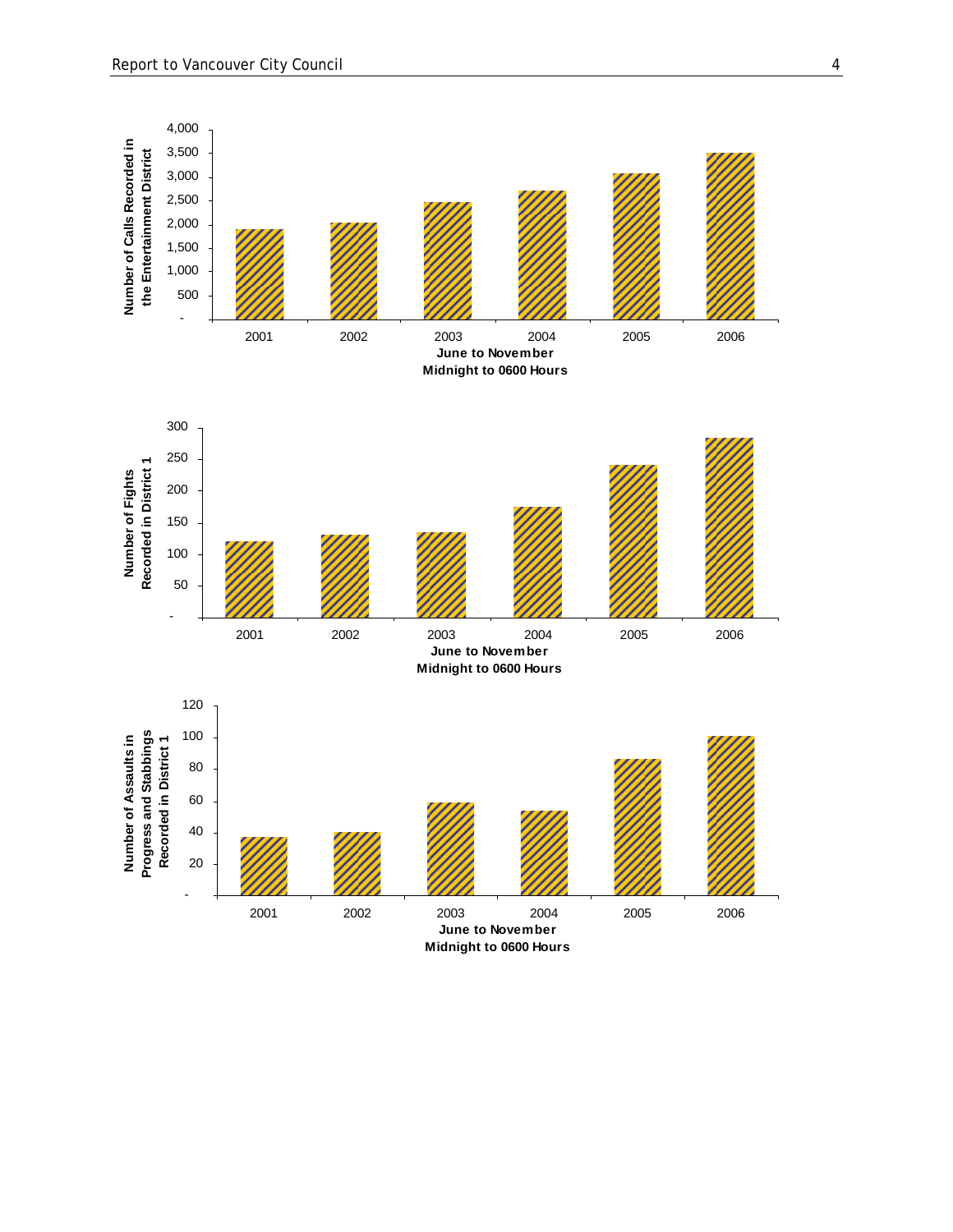Number of Calls Recorded in the Entertainment District

June to November
Midnight to 0600 Hours

Number of Fights Recorded in District 1

June to November
Midnight to 0600 Hours

Number of Assaults in Progress and Stabbings Recorded in District 1

June to November
Midnight to 0600 Hours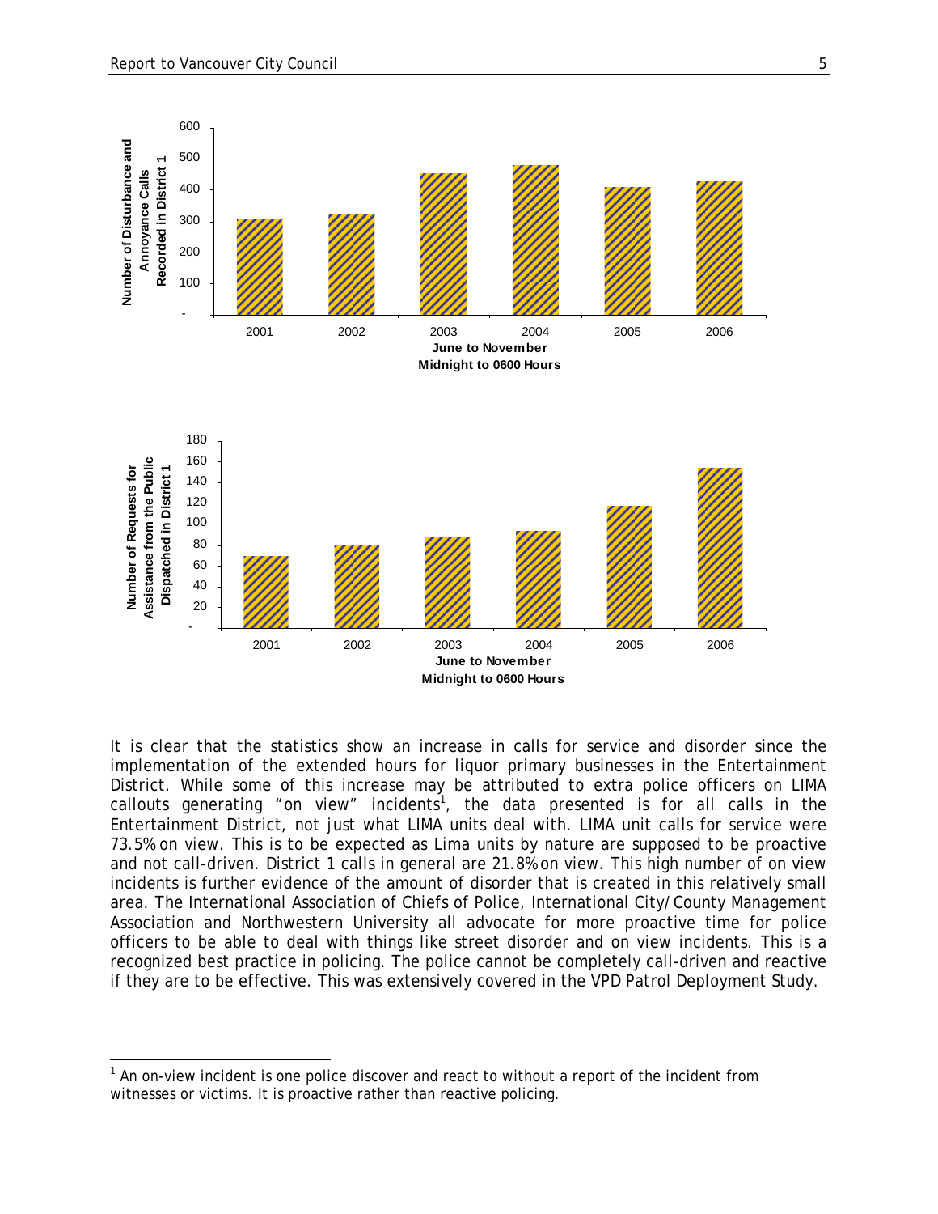It is clear that the statistics show an increase in calls for service and disorder since the implementation of the extended hours for liquor primary businesses in the Entertainment District. While some of this increase may be attributed to extra police officers on LIMA callouts generating "on view" incidents[1], the data presented is for all calls in the Entertainment District, not just what LIMA units deal with. LIMA unit calls for service were 73.5% on view. This is to be expected as Lima units by nature are supposed to be proactive and not call-driven. District 1 calls in general are 21.8% on view. This high number of on view incidents is further evidence of the amount of disorder that is created in this relatively small area. The International Association of Chiefs of Police, International City/County Management Association and Northwestern University all advocate for more proactive time for police officers to be able to deal with things like street disorder and on view incidents. This is a recognized best practice in policing. The police cannot be completely call-driven and reactive if they are to be effective. This was extensively covered in the VPD Patrol Deployment Study.

[1] An on-view incident is one police discover and react to without a report of the incident from witnesses or victims. It is proactive rather than reactive policing.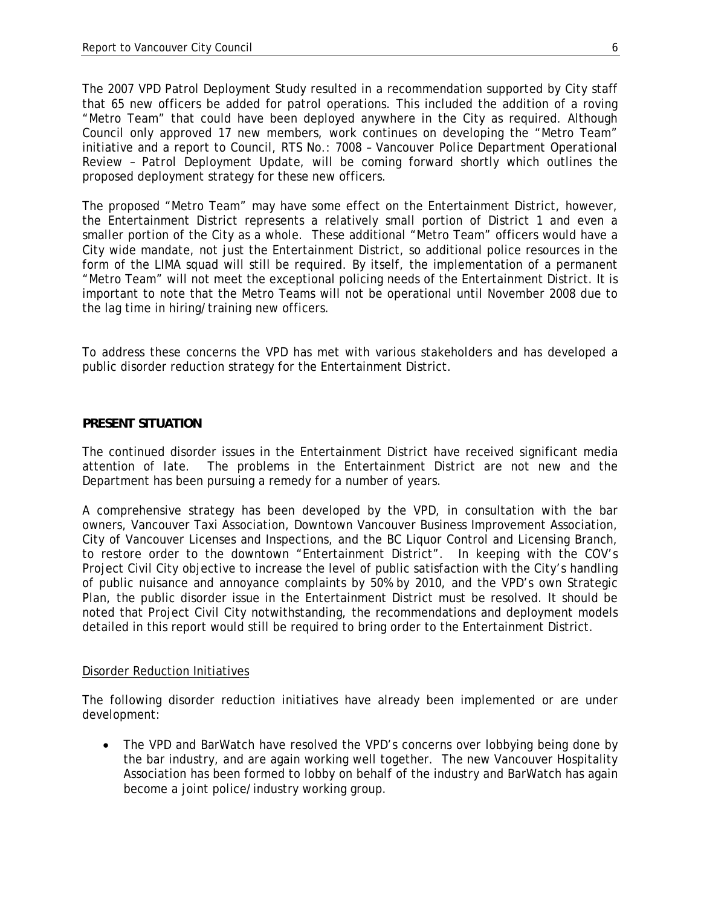The 2007 VPD Patrol Deployment Study resulted in a recommendation supported by City staff that 65 new officers be added for patrol operations. This included the addition of a roving "Metro Team" that could have been deployed anywhere in the City as required. Although Council only approved 17 new members, work continues on developing the "Metro Team" initiative and a report to Council, RTS No.: 7008 – *Vancouver Police Department Operational Review – Patrol Deployment Update*, will be coming forward shortly which outlines the proposed deployment strategy for these new officers.

The proposed "Metro Team" may have some effect on the Entertainment District, however, the Entertainment District represents a relatively small portion of District 1 and even a smaller portion of the City as a whole. These additional "Metro Team" officers would have a City wide mandate, not just the Entertainment District, so additional police resources in the form of the LIMA squad will still be required. By itself, the implementation of a permanent "Metro Team" will not meet the exceptional policing needs of the Entertainment District. It is important to note that the Metro Teams will not be operational until November 2008 due to the lag time in hiring/training new officers.

To address these concerns the VPD has met with various stakeholders and has developed a public disorder reduction strategy for the Entertainment District.

**PRESENT SITUATION**

The continued disorder issues in the Entertainment District have received significant media attention of late. The problems in the Entertainment District are not new and the Department has been pursuing a remedy for a number of years.

A comprehensive strategy has been developed by the VPD, in consultation with the bar owners, Vancouver Taxi Association, Downtown Vancouver Business Improvement Association, City of Vancouver Licenses and Inspections, and the BC Liquor Control and Licensing Branch, to restore order to the downtown "Entertainment District". In keeping with the COV's Project Civil City objective to increase the level of public satisfaction with the City's handling of public nuisance and annoyance complaints by 50% by 2010, and the VPD's own Strategic Plan, the public disorder issue in the Entertainment District must be resolved. It should be noted that Project Civil City notwithstanding, the recommendations and deployment models detailed in this report would still be required to bring order to the Entertainment District.

<u>Disorder Reduction Initiatives</u>

The following disorder reduction initiatives have already been implemented or are under development:

- The VPD and BarWatch have resolved the VPD's concerns over lobbying being done by the bar industry, and are again working well together. The new Vancouver Hospitality Association has been formed to lobby on behalf of the industry and BarWatch has again become a joint police/industry working group.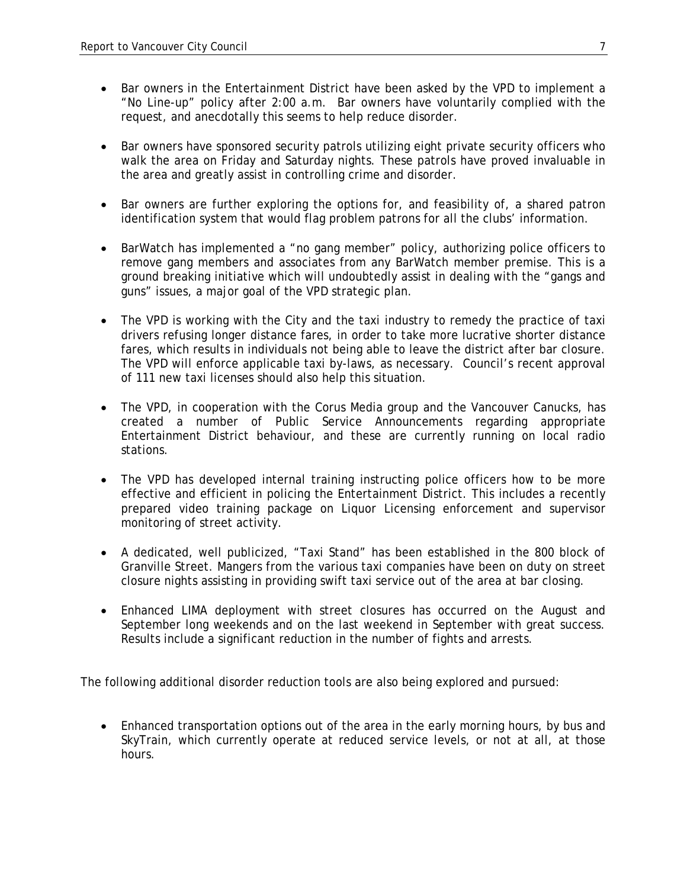- Bar owners in the Entertainment District have been asked by the VPD to implement a "No Line-up" policy after 2:00 a.m. Bar owners have voluntarily complied with the request, and anecdotally this seems to help reduce disorder.

- Bar owners have sponsored security patrols utilizing eight private security officers who walk the area on Friday and Saturday nights. These patrols have proved invaluable in the area and greatly assist in controlling crime and disorder.

- Bar owners are further exploring the options for, and feasibility of, a shared patron identification system that would flag problem patrons for all the clubs' information.

- BarWatch has implemented a "no gang member" policy, authorizing police officers to remove gang members and associates from any BarWatch member premise. This is a ground breaking initiative which will undoubtedly assist in dealing with the "gangs and guns" issues, a major goal of the VPD strategic plan.

- The VPD is working with the City and the taxi industry to remedy the practice of taxi drivers refusing longer distance fares, in order to take more lucrative shorter distance fares, which results in individuals not being able to leave the district after bar closure. The VPD will enforce applicable taxi by-laws, as necessary. Council's recent approval of 111 new taxi licenses should also help this situation.

- The VPD, in cooperation with the Corus Media group and the Vancouver Canucks, has created a number of Public Service Announcements regarding appropriate Entertainment District behaviour, and these are currently running on local radio stations.

- The VPD has developed internal training instructing police officers how to be more effective and efficient in policing the Entertainment District. This includes a recently prepared video training package on Liquor Licensing enforcement and supervisor monitoring of street activity.

- A dedicated, well publicized, "Taxi Stand" has been established in the 800 block of Granville Street. Mangers from the various taxi companies have been on duty on street closure nights assisting in providing swift taxi service out of the area at bar closing.

- Enhanced LIMA deployment with street closures has occurred on the August and September long weekends and on the last weekend in September with great success. Results include a significant reduction in the number of fights and arrests.

The following additional disorder reduction tools are also being explored and pursued:

- Enhanced transportation options out of the area in the early morning hours, by bus and SkyTrain, which currently operate at reduced service levels, or not at all, at those hours.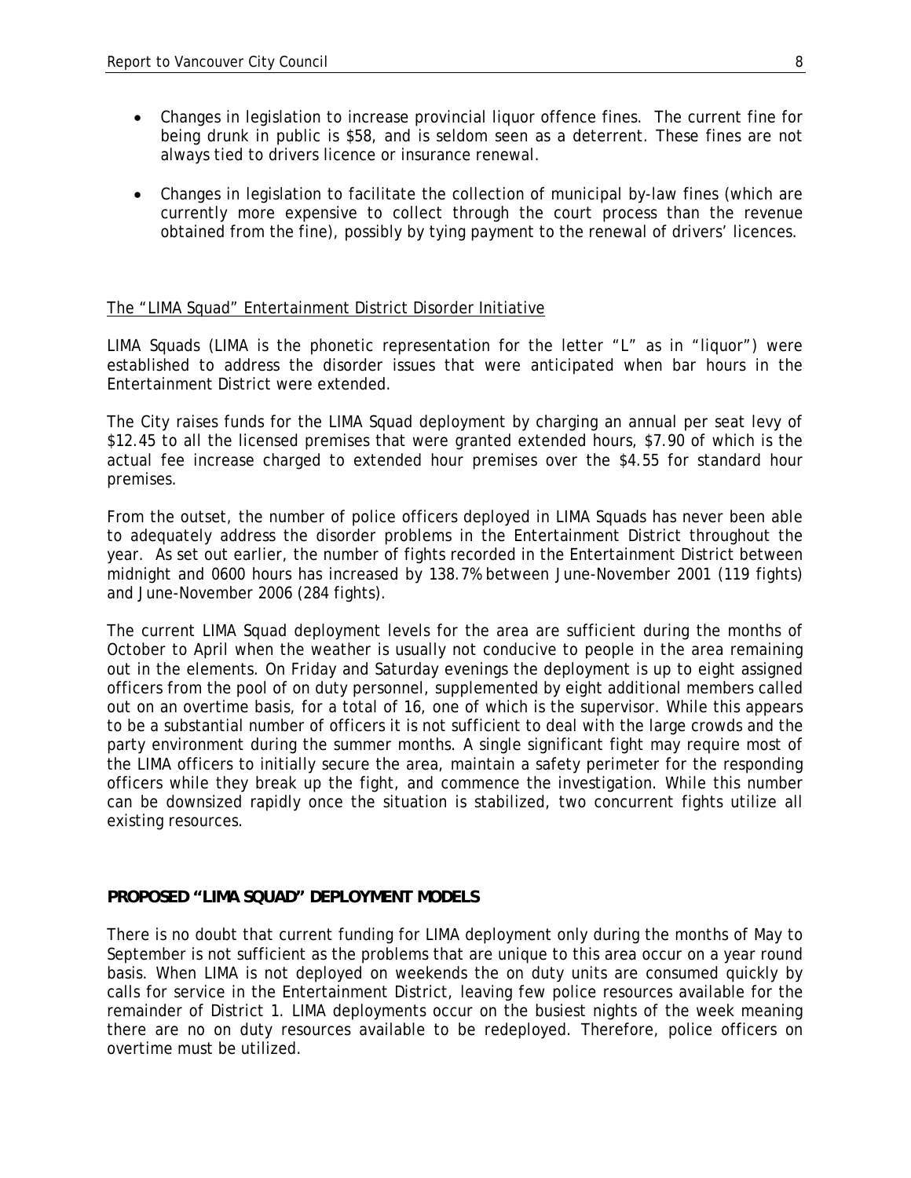- Changes in legislation to increase provincial liquor offence fines. The current fine for being drunk in public is $58, and is seldom seen as a deterrent. These fines are not always tied to drivers licence or insurance renewal.

- Changes in legislation to facilitate the collection of municipal by-law fines (which are currently more expensive to collect through the court process than the revenue obtained from the fine), possibly by tying payment to the renewal of drivers' licences.

The "LIMA Squad" Entertainment District Disorder Initiative

LIMA Squads (LIMA is the phonetic representation for the letter "L" as in "liquor") were established to address the disorder issues that were anticipated when bar hours in the Entertainment District were extended.

The City raises funds for the LIMA Squad deployment by charging an annual per seat levy of $12.45 to all the licensed premises that were granted extended hours, $7.90 of which is the actual fee increase charged to extended hour premises over the $4.55 for standard hour premises.

From the outset, the number of police officers deployed in LIMA Squads has never been able to adequately address the disorder problems in the Entertainment District throughout the year. As set out earlier, the number of fights recorded in the Entertainment District between midnight and 0600 hours has increased by 138.7% between June-November 2001 (119 fights) and June-November 2006 (284 fights).

The current LIMA Squad deployment levels for the area are sufficient during the months of October to April when the weather is usually not conducive to people in the area remaining out in the elements. On Friday and Saturday evenings the deployment is up to eight assigned officers from the pool of on duty personnel, supplemented by eight additional members called out on an overtime basis, for a total of 16, one of which is the supervisor. While this appears to be a substantial number of officers it is not sufficient to deal with the large crowds and the party environment during the summer months. A single significant fight may require most of the LIMA officers to initially secure the area, maintain a safety perimeter for the responding officers while they break up the fight, and commence the investigation. While this number can be downsized rapidly once the situation is stabilized, two concurrent fights utilize all existing resources.

**PROPOSED "LIMA SQUAD" DEPLOYMENT MODELS**

There is no doubt that current funding for LIMA deployment only during the months of May to September is not sufficient as the problems that are unique to this area occur on a year round basis. When LIMA is not deployed on weekends the on duty units are consumed quickly by calls for service in the Entertainment District, leaving few police resources available for the remainder of District 1. LIMA deployments occur on the busiest nights of the week meaning there are no on duty resources available to be redeployed. Therefore, police officers on overtime must be utilized.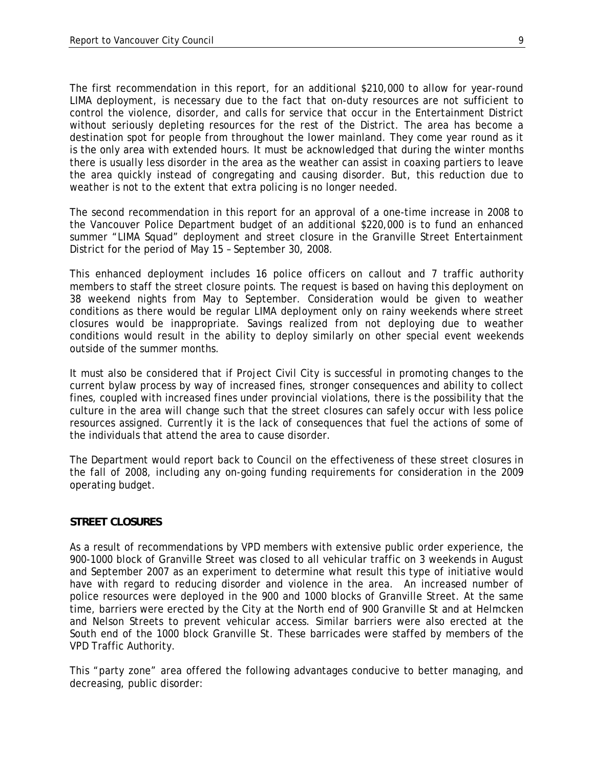The first recommendation in this report, for an additional $210,000 to allow for year-round LIMA deployment, is necessary due to the fact that on-duty resources are not sufficient to control the violence, disorder, and calls for service that occur in the Entertainment District without seriously depleting resources for the rest of the District. The area has become a destination spot for people from throughout the lower mainland. They come year round as it is the only area with extended hours. It must be acknowledged that during the winter months there is usually less disorder in the area as the weather can assist in coaxing partiers to leave the area quickly instead of congregating and causing disorder. But, this reduction due to weather is not to the extent that extra policing is no longer needed.

The second recommendation in this report for an approval of a one-time increase in 2008 to the Vancouver Police Department budget of an additional $220,000 is to fund an enhanced summer "LIMA Squad" deployment and street closure in the Granville Street Entertainment District for the period of May 15 – September 30, 2008.

This enhanced deployment includes 16 police officers on callout and 7 traffic authority members to staff the street closure points. The request is based on having this deployment on 38 weekend nights from May to September. Consideration would be given to weather conditions as there would be regular LIMA deployment only on rainy weekends where street closures would be inappropriate. Savings realized from not deploying due to weather conditions would result in the ability to deploy similarly on other special event weekends outside of the summer months.

It must also be considered that if Project Civil City is successful in promoting changes to the current bylaw process by way of increased fines, stronger consequences and ability to collect fines, coupled with increased fines under provincial violations, there is the possibility that the culture in the area will change such that the street closures can safely occur with less police resources assigned. Currently it is the lack of consequences that fuel the actions of some of the individuals that attend the area to cause disorder.

The Department would report back to Council on the effectiveness of these street closures in the fall of 2008, including any on-going funding requirements for consideration in the 2009 operating budget.

**STREET CLOSURES**

As a result of recommendations by VPD members with extensive public order experience, the 900-1000 block of Granville Street was closed to all vehicular traffic on 3 weekends in August and September 2007 as an experiment to determine what result this type of initiative would have with regard to reducing disorder and violence in the area. An increased number of police resources were deployed in the 900 and 1000 blocks of Granville Street. At the same time, barriers were erected by the City at the North end of 900 Granville St and at Helmcken and Nelson Streets to prevent vehicular access. Similar barriers were also erected at the South end of the 1000 block Granville St. These barricades were staffed by members of the VPD Traffic Authority.

This "party zone" area offered the following advantages conducive to better managing, and decreasing, public disorder: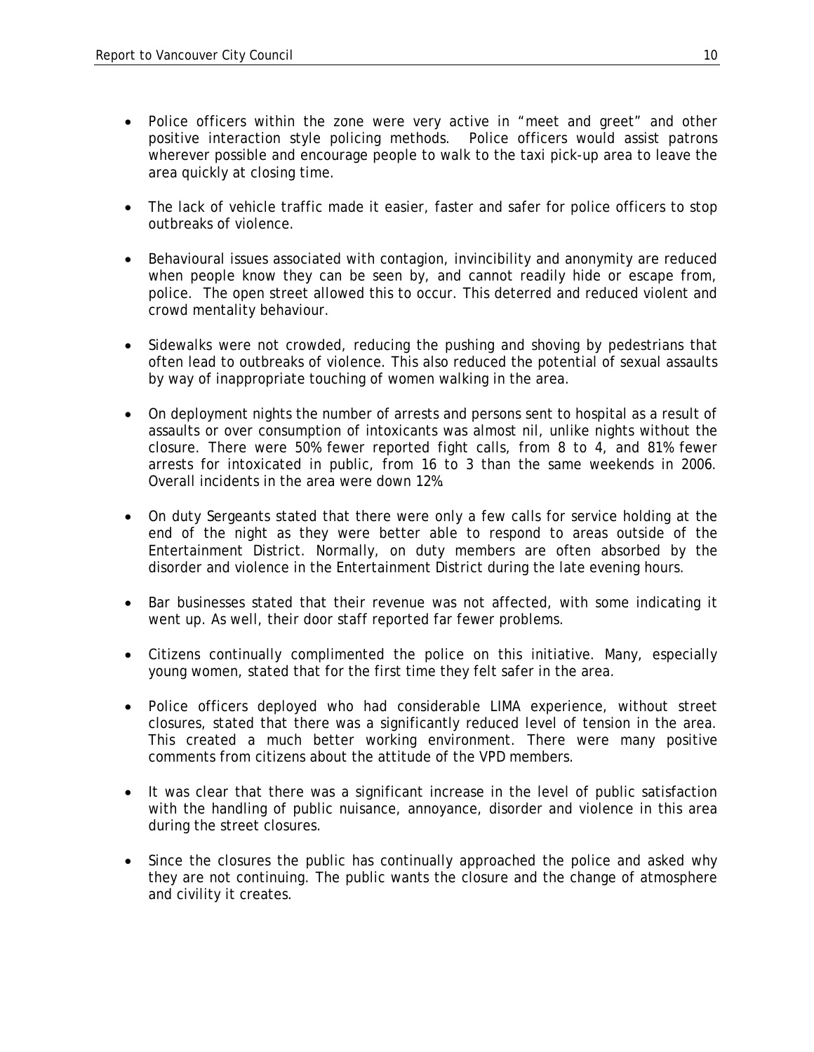- Police officers within the zone were very active in "meet and greet" and other positive interaction style policing methods. Police officers would assist patrons wherever possible and encourage people to walk to the taxi pick-up area to leave the area quickly at closing time.

- The lack of vehicle traffic made it easier, faster and safer for police officers to stop outbreaks of violence.

- Behavioural issues associated with contagion, invincibility and anonymity are reduced when people know they can be seen by, and cannot readily hide or escape from, police. The open street allowed this to occur. This deterred and reduced violent and crowd mentality behaviour.

- Sidewalks were not crowded, reducing the pushing and shoving by pedestrians that often lead to outbreaks of violence. This also reduced the potential of sexual assaults by way of inappropriate touching of women walking in the area.

- On deployment nights the number of arrests and persons sent to hospital as a result of assaults or over consumption of intoxicants was almost nil, unlike nights without the closure. There were 50% fewer reported fight calls, from 8 to 4, and 81% fewer arrests for intoxicated in public, from 16 to 3 than the same weekends in 2006. Overall incidents in the area were down 12%.

- On duty Sergeants stated that there were only a few calls for service holding at the end of the night as they were better able to respond to areas outside of the Entertainment District. Normally, on duty members are often absorbed by the disorder and violence in the Entertainment District during the late evening hours.

- Bar businesses stated that their revenue was not affected, with some indicating it went up. As well, their door staff reported far fewer problems.

- Citizens continually complimented the police on this initiative. Many, especially young women, stated that for the first time they felt safer in the area.

- Police officers deployed who had considerable LIMA experience, without street closures, stated that there was a significantly reduced level of tension in the area. This created a much better working environment. There were many positive comments from citizens about the attitude of the VPD members.

- It was clear that there was a significant increase in the level of public satisfaction with the handling of public nuisance, annoyance, disorder and violence in this area during the street closures.

- Since the closures the public has continually approached the police and asked why they are not continuing. The public wants the closure and the change of atmosphere and civility it creates.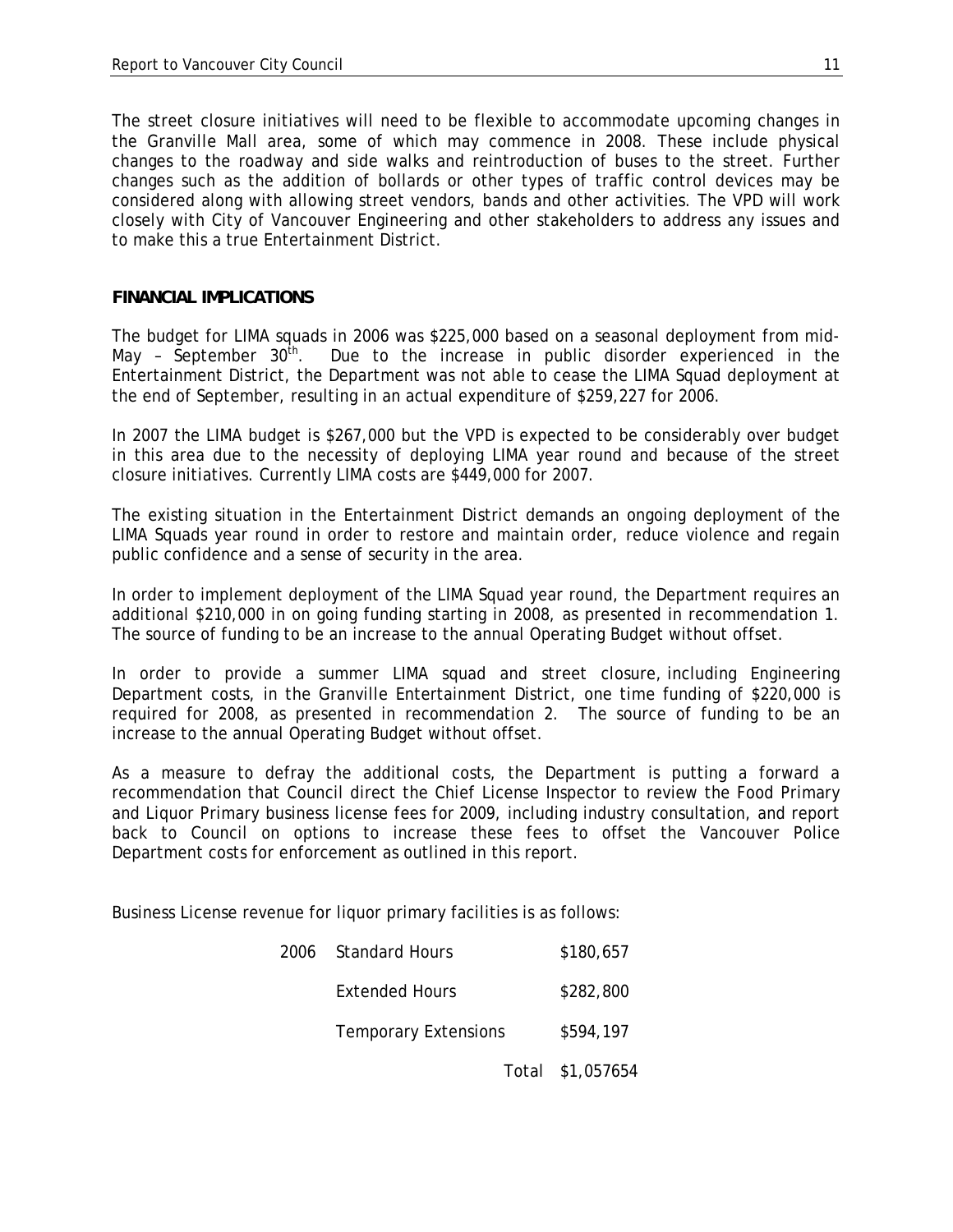The street closure initiatives will need to be flexible to accommodate upcoming changes in the Granville Mall area, some of which may commence in 2008. These include physical changes to the roadway and side walks and reintroduction of buses to the street. Further changes such as the addition of bollards or other types of traffic control devices may be considered along with allowing street vendors, bands and other activities. The VPD will work closely with City of Vancouver Engineering and other stakeholders to address any issues and to make this a true Entertainment District.

**FINANCIAL IMPLICATIONS**

The budget for LIMA squads in 2006 was $225,000 based on a seasonal deployment from mid-May – September 30th. Due to the increase in public disorder experienced in the Entertainment District, the Department was not able to cease the LIMA Squad deployment at the end of September, resulting in an actual expenditure of $259,227 for 2006.

In 2007 the LIMA budget is $267,000 but the VPD is expected to be considerably over budget in this area due to the necessity of deploying LIMA year round and because of the street closure initiatives. Currently LIMA costs are $449,000 for 2007.

The existing situation in the Entertainment District demands an ongoing deployment of the LIMA Squads year round in order to restore and maintain order, reduce violence and regain public confidence and a sense of security in the area.

In order to implement deployment of the LIMA Squad year round, the Department requires an additional $210,000 in on going funding starting in 2008, as presented in recommendation 1. The source of funding to be an increase to the annual Operating Budget without offset.

In order to provide a summer LIMA squad and street closure, including Engineering Department costs, in the Granville Entertainment District, one time funding of $220,000 is required for 2008, as presented in recommendation 2. The source of funding to be an increase to the annual Operating Budget without offset.

As a measure to defray the additional costs, the Department is putting a forward a recommendation that Council direct the Chief License Inspector to review the Food Primary and Liquor Primary business license fees for 2009, including industry consultation, and report back to Council on options to increase these fees to offset the Vancouver Police Department costs for enforcement as outlined in this report.

Business License revenue for liquor primary facilities is as follows:

| | | |
|---|---|---|
| 2006 | Standard Hours | $180,657 |
| | Extended Hours | $282,800 |
| | Temporary Extensions | $594,197 |
| | Total | $1,057654 |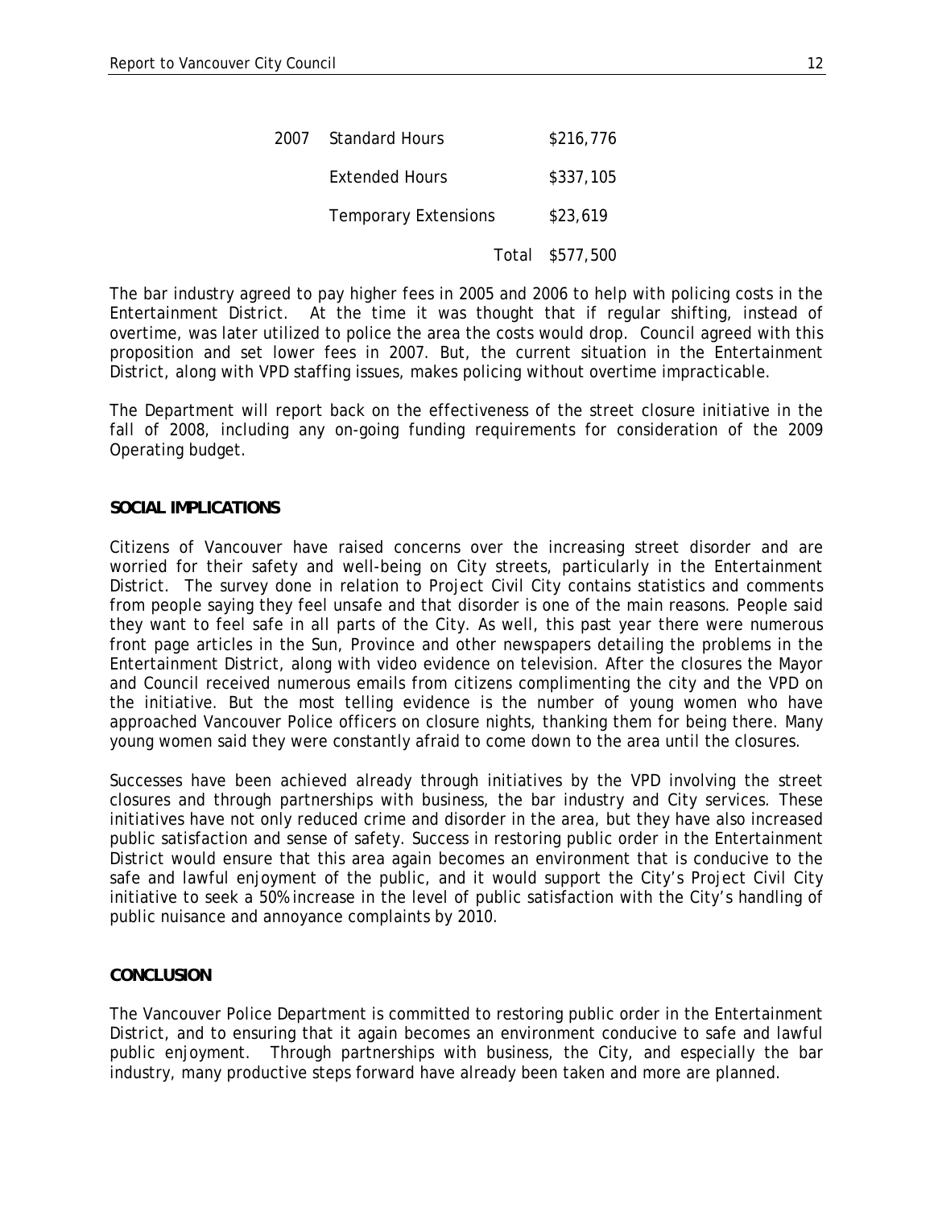| 2007 | Standard Hours | $216,776 |
|---|---|---|
| | Extended Hours | $337,105 |
| | Temporary Extensions | $23,619 |
| | Total | $577,500 |

The bar industry agreed to pay higher fees in 2005 and 2006 to help with policing costs in the Entertainment District. At the time it was thought that if regular shifting, instead of overtime, was later utilized to police the area the costs would drop. Council agreed with this proposition and set lower fees in 2007. But, the current situation in the Entertainment District, along with VPD staffing issues, makes policing without overtime impracticable.

The Department will report back on the effectiveness of the street closure initiative in the fall of 2008, including any on-going funding requirements for consideration of the 2009 Operating budget.

## SOCIAL IMPLICATIONS

Citizens of Vancouver have raised concerns over the increasing street disorder and are worried for their safety and well-being on City streets, particularly in the Entertainment District. The survey done in relation to Project Civil City contains statistics and comments from people saying they feel unsafe and that disorder is one of the main reasons. People said they want to feel safe in all parts of the City. As well, this past year there were numerous front page articles in the Sun, Province and other newspapers detailing the problems in the Entertainment District, along with video evidence on television. After the closures the Mayor and Council received numerous emails from citizens complimenting the city and the VPD on the initiative. But the most telling evidence is the number of young women who have approached Vancouver Police officers on closure nights, thanking them for being there. Many young women said they were constantly afraid to come down to the area until the closures.

Successes have been achieved already through initiatives by the VPD involving the street closures and through partnerships with business, the bar industry and City services. These initiatives have not only reduced crime and disorder in the area, but they have also increased public satisfaction and sense of safety. Success in restoring public order in the Entertainment District would ensure that this area again becomes an environment that is conducive to the safe and lawful enjoyment of the public, and it would support the City's Project Civil City initiative to seek a 50% increase in the level of public satisfaction with the City's handling of public nuisance and annoyance complaints by 2010.

## CONCLUSION

The Vancouver Police Department is committed to restoring public order in the Entertainment District, and to ensuring that it again becomes an environment conducive to safe and lawful public enjoyment. Through partnerships with business, the City, and especially the bar industry, many productive steps forward have already been taken and more are planned.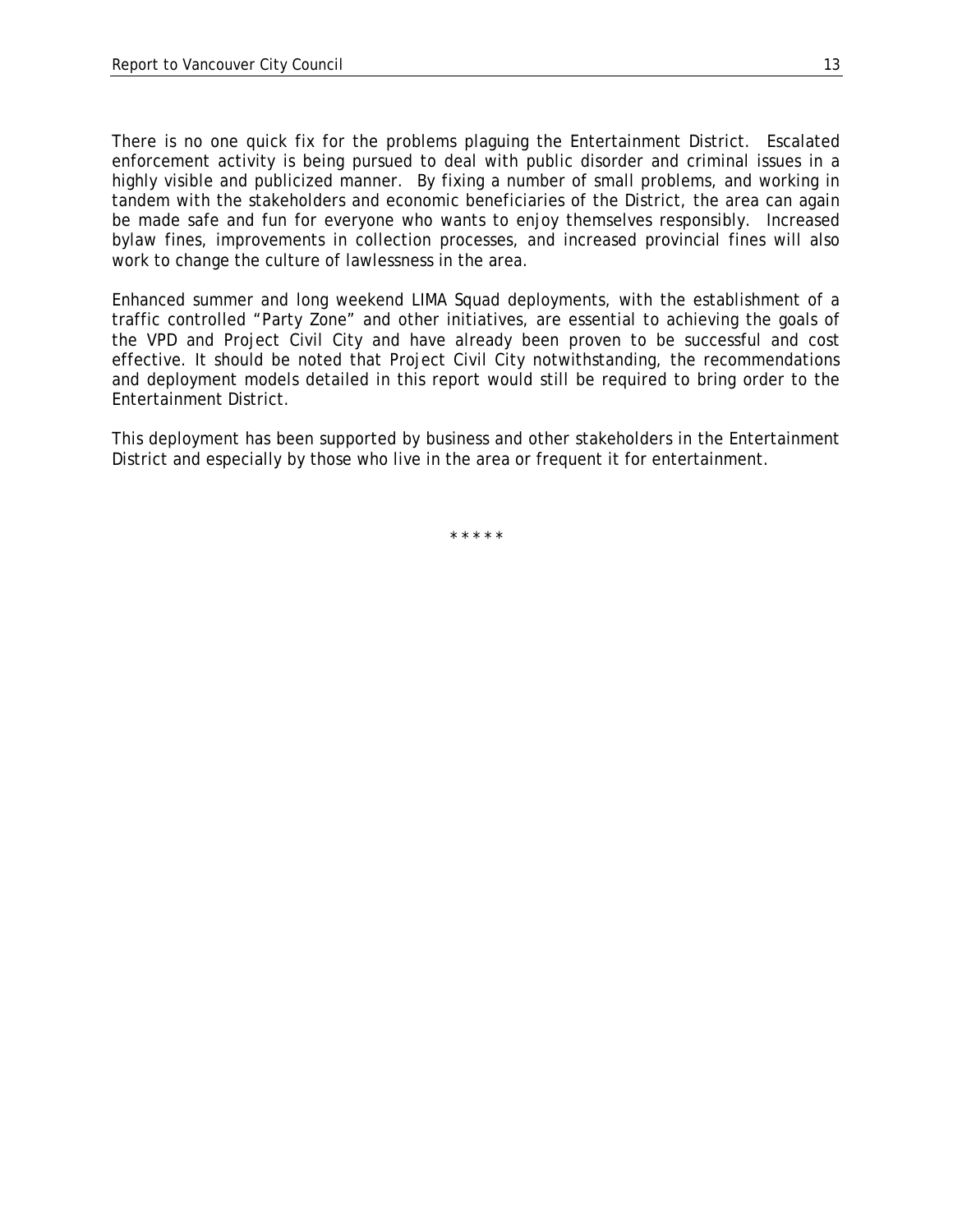There is no one quick fix for the problems plaguing the Entertainment District. Escalated enforcement activity is being pursued to deal with public disorder and criminal issues in a highly visible and publicized manner. By fixing a number of small problems, and working in tandem with the stakeholders and economic beneficiaries of the District, the area can again be made safe and fun for everyone who wants to enjoy themselves responsibly. Increased bylaw fines, improvements in collection processes, and increased provincial fines will also work to change the culture of lawlessness in the area.

Enhanced summer and long weekend LIMA Squad deployments, with the establishment of a traffic controlled "Party Zone" and other initiatives, are essential to achieving the goals of the VPD and Project Civil City and have already been proven to be successful and cost effective. It should be noted that Project Civil City notwithstanding, the recommendations and deployment models detailed in this report would still be required to bring order to the Entertainment District.

This deployment has been supported by business and other stakeholders in the Entertainment District and especially by those who live in the area or frequent it for entertainment.

\* \* \* \* \*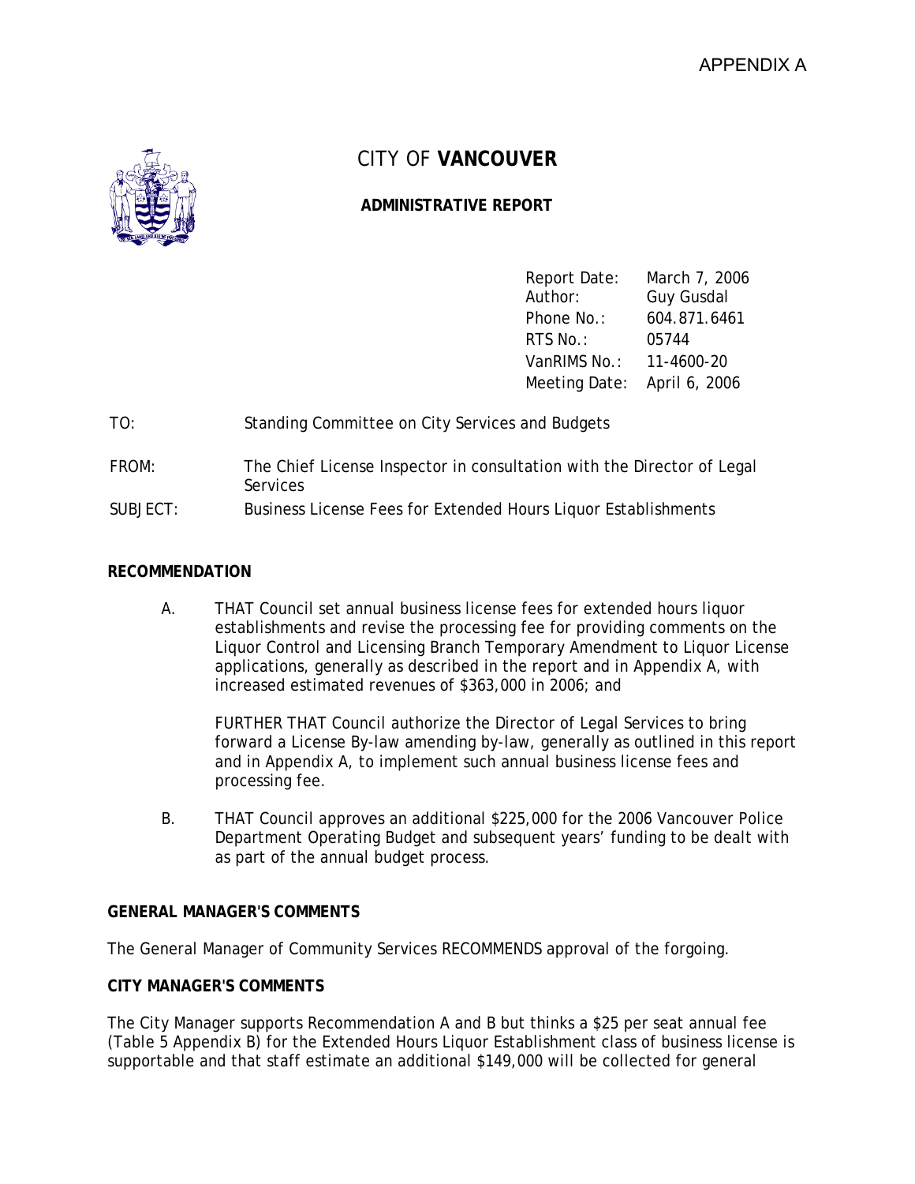APPENDIX A

# CITY OF **VANCOUVER**

## ADMINISTRATIVE REPORT

| | |
|---|---|
| Report Date: | March 7, 2006 |
| Author: | Guy Gusdal |
| Phone No.: | 604.871.6461 |
| RTS No.: | 05744 |
| VanRIMS No.: | 11-4600-20 |
| Meeting Date: | April 6, 2006 |

TO: Standing Committee on City Services and Budgets

FROM: The Chief License Inspector in consultation with the Director of Legal Services

SUBJECT: Business License Fees for Extended Hours Liquor Establishments

### RECOMMENDATION

A. THAT Council set annual business license fees for extended hours liquor establishments and revise the processing fee for providing comments on the Liquor Control and Licensing Branch Temporary Amendment to Liquor License applications, generally as described in the report and in Appendix A, with increased estimated revenues of $363,000 in 2006; and

FURTHER THAT Council authorize the Director of Legal Services to bring forward a License By-law amending by-law, generally as outlined in this report and in Appendix A, to implement such annual business license fees and processing fee.

B. THAT Council approves an additional $225,000 for the 2006 Vancouver Police Department Operating Budget and subsequent years' funding to be dealt with as part of the annual budget process.

### GENERAL MANAGER'S COMMENTS

The General Manager of Community Services RECOMMENDS approval of the forgoing.

### CITY MANAGER'S COMMENTS

The City Manager supports Recommendation A and B but thinks a $25 per seat annual fee (Table 5 Appendix B) for the Extended Hours Liquor Establishment class of business license is supportable and that staff estimate an additional $149,000 will be collected for general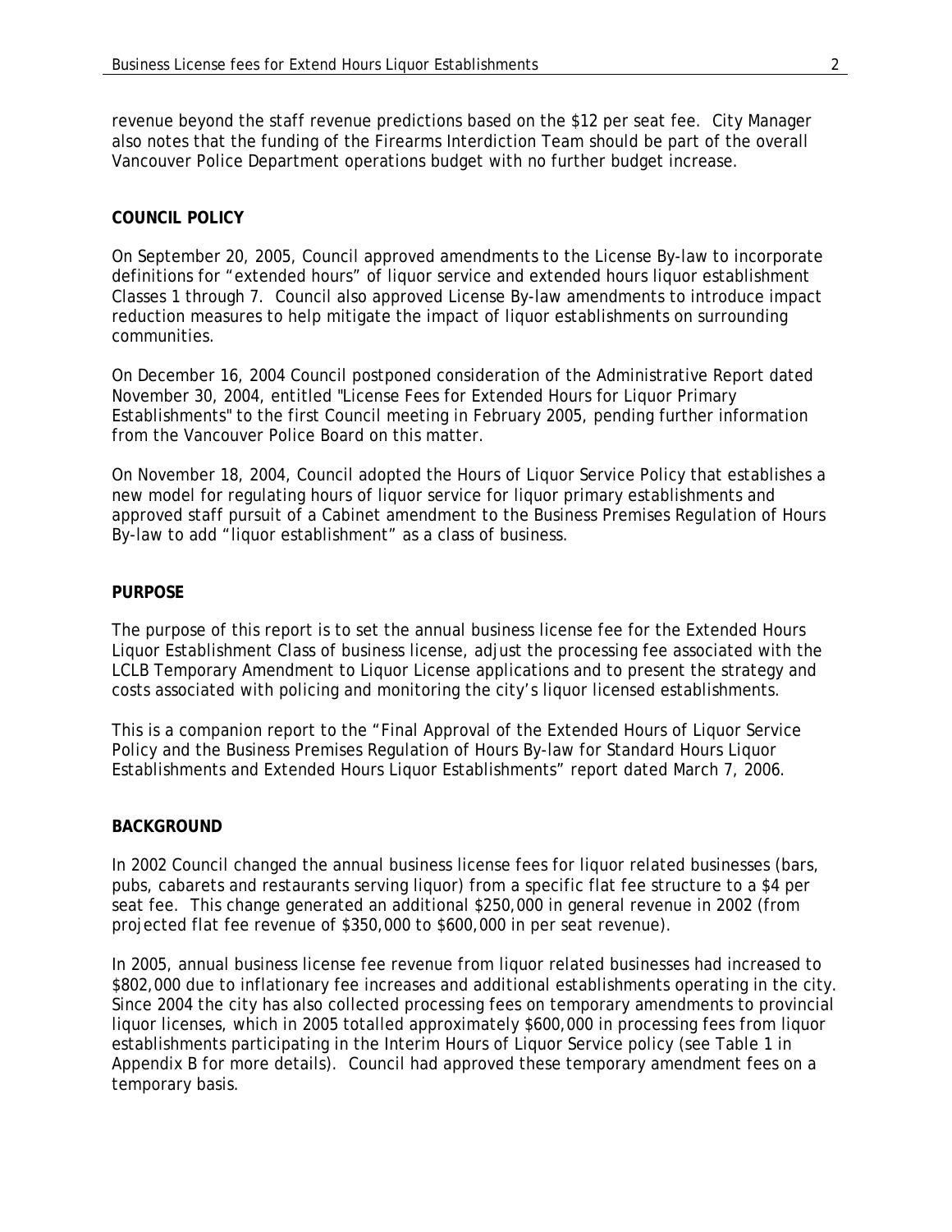revenue beyond the staff revenue predictions based on the $12 per seat fee. City Manager also notes that the funding of the Firearms Interdiction Team should be part of the overall Vancouver Police Department operations budget with no further budget increase.

## COUNCIL POLICY

On September 20, 2005, Council approved amendments to the License By-law to incorporate definitions for "extended hours" of liquor service and extended hours liquor establishment Classes 1 through 7. Council also approved License By-law amendments to introduce impact reduction measures to help mitigate the impact of liquor establishments on surrounding communities.

On December 16, 2004 Council postponed consideration of the Administrative Report dated November 30, 2004, entitled "License Fees for Extended Hours for Liquor Primary Establishments" to the first Council meeting in February 2005, pending further information from the Vancouver Police Board on this matter.

On November 18, 2004, Council adopted the Hours of Liquor Service Policy that establishes a new model for regulating hours of liquor service for liquor primary establishments and approved staff pursuit of a Cabinet amendment to the Business Premises Regulation of Hours By-law to add "liquor establishment" as a class of business.

## PURPOSE

The purpose of this report is to set the annual business license fee for the Extended Hours Liquor Establishment Class of business license, adjust the processing fee associated with the LCLB Temporary Amendment to Liquor License applications and to present the strategy and costs associated with policing and monitoring the city's liquor licensed establishments.

This is a companion report to the "Final Approval of the Extended Hours of Liquor Service Policy and the Business Premises Regulation of Hours By-law for Standard Hours Liquor Establishments and Extended Hours Liquor Establishments" report dated March 7, 2006.

## BACKGROUND

In 2002 Council changed the annual business license fees for liquor related businesses (bars, pubs, cabarets and restaurants serving liquor) from a specific flat fee structure to a $4 per seat fee. This change generated an additional $250,000 in general revenue in 2002 (from projected flat fee revenue of $350,000 to $600,000 in per seat revenue).

In 2005, annual business license fee revenue from liquor related businesses had increased to $802,000 due to inflationary fee increases and additional establishments operating in the city. Since 2004 the city has also collected processing fees on temporary amendments to provincial liquor licenses, which in 2005 totalled approximately $600,000 in processing fees from liquor establishments participating in the Interim Hours of Liquor Service policy (see Table 1 in Appendix B for more details). Council had approved these temporary amendment fees on a temporary basis.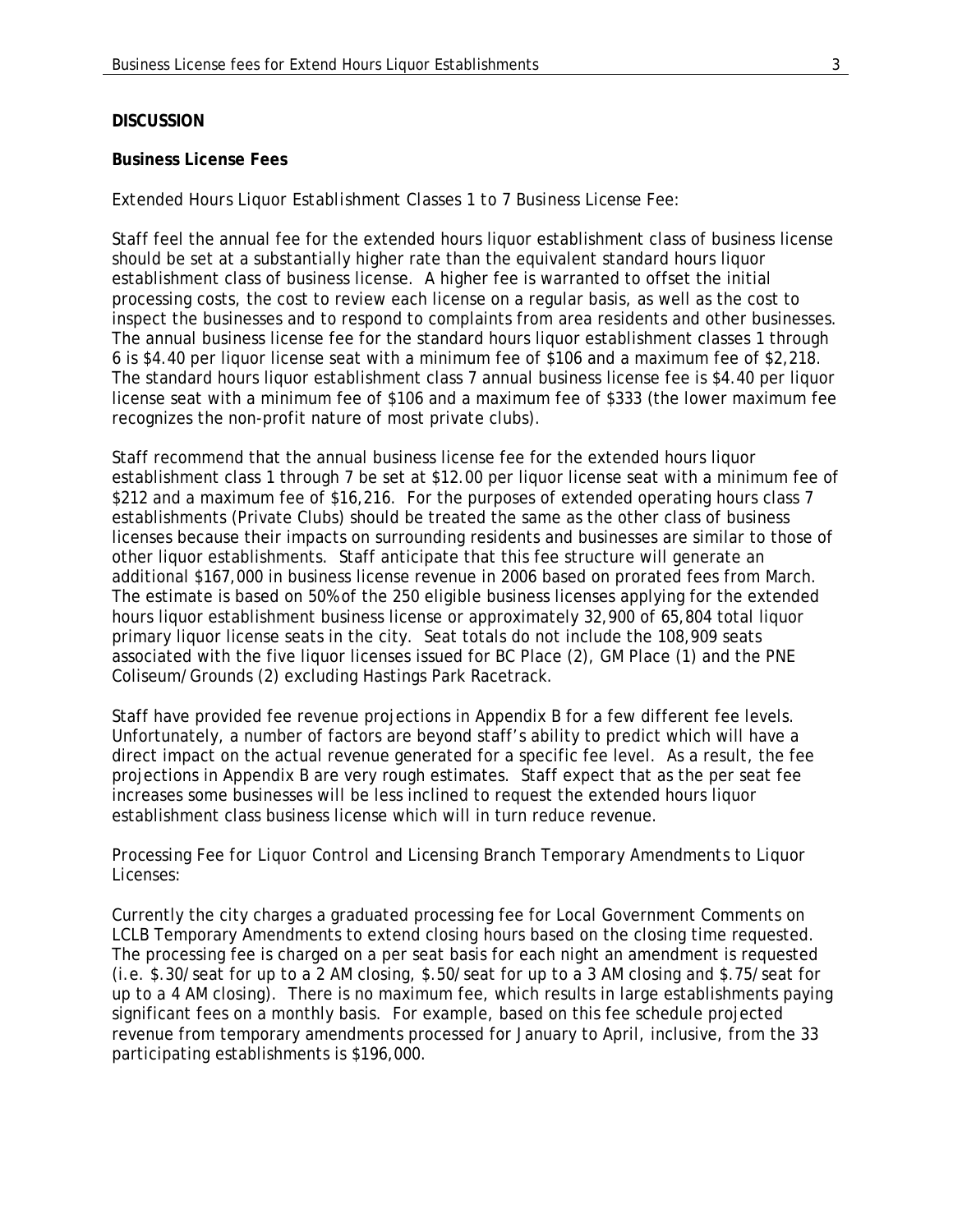**DISCUSSION**

**Business License Fees**

*Extended Hours Liquor Establishment Classes 1 to 7 Business License Fee:*

Staff feel the annual fee for the extended hours liquor establishment class of business license should be set at a substantially higher rate than the equivalent standard hours liquor establishment class of business license. A higher fee is warranted to offset the initial processing costs, the cost to review each license on a regular basis, as well as the cost to inspect the businesses and to respond to complaints from area residents and other businesses. The annual business license fee for the standard hours liquor establishment classes 1 through 6 is $4.40 per liquor license seat with a minimum fee of $106 and a maximum fee of $2,218. The standard hours liquor establishment class 7 annual business license fee is $4.40 per liquor license seat with a minimum fee of $106 and a maximum fee of $333 (the lower maximum fee recognizes the non-profit nature of most private clubs).

Staff recommend that the annual business license fee for the extended hours liquor establishment class 1 through 7 be set at $12.00 per liquor license seat with a minimum fee of $212 and a maximum fee of $16,216. For the purposes of extended operating hours class 7 establishments (Private Clubs) should be treated the same as the other class of business licenses because their impacts on surrounding residents and businesses are similar to those of other liquor establishments. Staff anticipate that this fee structure will generate an additional $167,000 in business license revenue in 2006 based on prorated fees from March. The estimate is based on 50% of the 250 eligible business licenses applying for the extended hours liquor establishment business license or approximately 32,900 of 65,804 total liquor primary liquor license seats in the city. Seat totals do not include the 108,909 seats associated with the five liquor licenses issued for BC Place (2), GM Place (1) and the PNE Coliseum/Grounds (2) excluding Hastings Park Racetrack.

Staff have provided fee revenue projections in Appendix B for a few different fee levels. Unfortunately, a number of factors are beyond staff's ability to predict which will have a direct impact on the actual revenue generated for a specific fee level. As a result, the fee projections in Appendix B are very rough estimates. Staff expect that as the per seat fee increases some businesses will be less inclined to request the extended hours liquor establishment class business license which will in turn reduce revenue.

*Processing Fee for Liquor Control and Licensing Branch Temporary Amendments to Liquor Licenses:*

Currently the city charges a graduated processing fee for Local Government Comments on LCLB Temporary Amendments to extend closing hours based on the closing time requested. The processing fee is charged on a per seat basis for each night an amendment is requested (i.e. $.30/seat for up to a 2 AM closing, $.50/seat for up to a 3 AM closing and $.75/seat for up to a 4 AM closing). There is no maximum fee, which results in large establishments paying significant fees on a monthly basis. For example, based on this fee schedule projected revenue from temporary amendments processed for January to April, inclusive, from the 33 participating establishments is $196,000.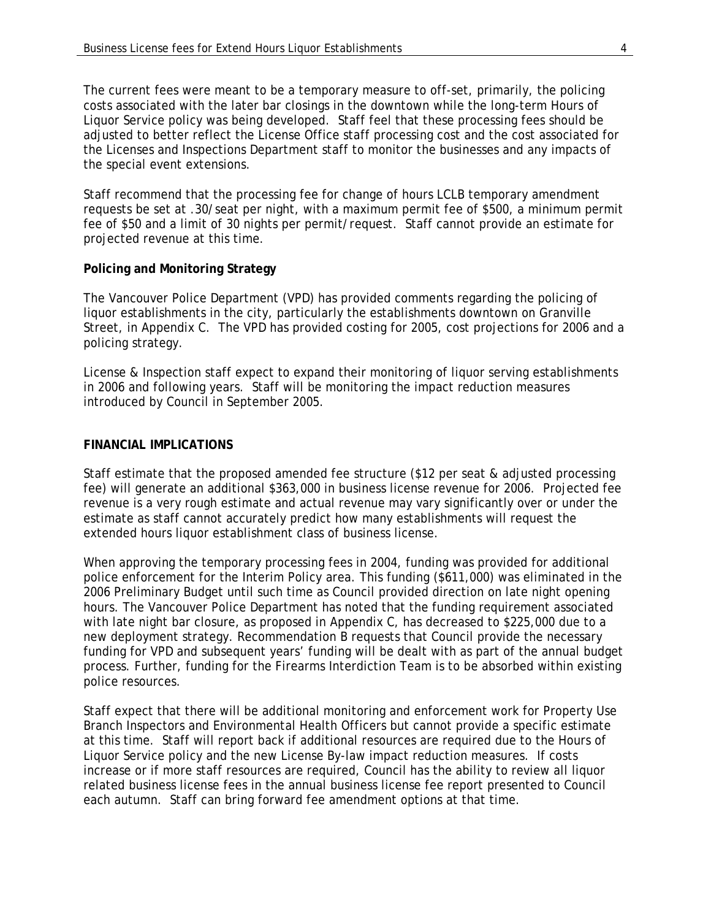The current fees were meant to be a temporary measure to off-set, primarily, the policing costs associated with the later bar closings in the downtown while the long-term Hours of Liquor Service policy was being developed. Staff feel that these processing fees should be adjusted to better reflect the License Office staff processing cost and the cost associated for the Licenses and Inspections Department staff to monitor the businesses and any impacts of the special event extensions.

Staff recommend that the processing fee for change of hours LCLB temporary amendment requests be set at .30/seat per night, with a maximum permit fee of $500, a minimum permit fee of $50 and a limit of 30 nights per permit/request. Staff cannot provide an estimate for projected revenue at this time.

**Policing and Monitoring Strategy**

The Vancouver Police Department (VPD) has provided comments regarding the policing of liquor establishments in the city, particularly the establishments downtown on Granville Street, in Appendix C. The VPD has provided costing for 2005, cost projections for 2006 and a policing strategy.

License & Inspection staff expect to expand their monitoring of liquor serving establishments in 2006 and following years. Staff will be monitoring the impact reduction measures introduced by Council in September 2005.

## FINANCIAL IMPLICATIONS

Staff estimate that the proposed amended fee structure ($12 per seat & adjusted processing fee) will generate an additional $363,000 in business license revenue for 2006. Projected fee revenue is a very rough estimate and actual revenue may vary significantly over or under the estimate as staff cannot accurately predict how many establishments will request the extended hours liquor establishment class of business license.

When approving the temporary processing fees in 2004, funding was provided for additional police enforcement for the Interim Policy area. This funding ($611,000) was eliminated in the 2006 Preliminary Budget until such time as Council provided direction on late night opening hours. The Vancouver Police Department has noted that the funding requirement associated with late night bar closure, as proposed in Appendix C, has decreased to $225,000 due to a new deployment strategy. Recommendation B requests that Council provide the necessary funding for VPD and subsequent years' funding will be dealt with as part of the annual budget process. Further, funding for the Firearms Interdiction Team is to be absorbed within existing police resources.

Staff expect that there will be additional monitoring and enforcement work for Property Use Branch Inspectors and Environmental Health Officers but cannot provide a specific estimate at this time. Staff will report back if additional resources are required due to the Hours of Liquor Service policy and the new License By-law impact reduction measures. If costs increase or if more staff resources are required, Council has the ability to review all liquor related business license fees in the annual business license fee report presented to Council each autumn. Staff can bring forward fee amendment options at that time.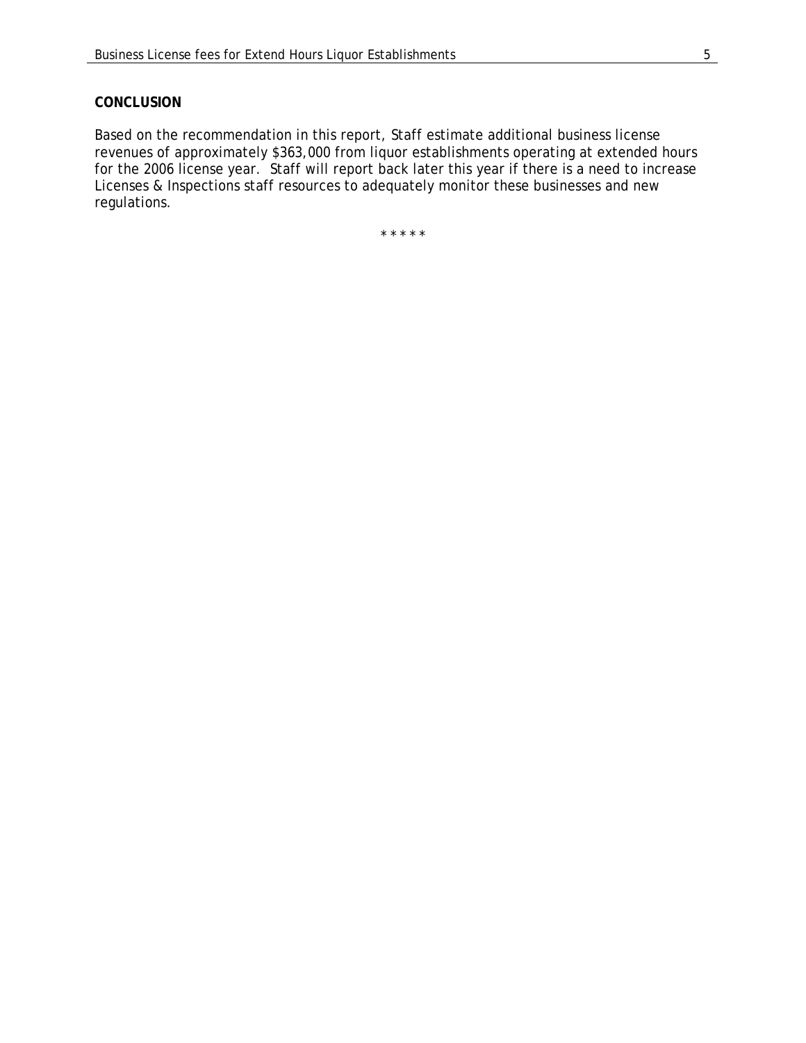**CONCLUSION**

Based on the recommendation in this report, Staff estimate additional business license revenues of approximately $363,000 from liquor establishments operating at extended hours for the 2006 license year. Staff will report back later this year if there is a need to increase Licenses & Inspections staff resources to adequately monitor these businesses and new regulations.

\* \* \* \* \*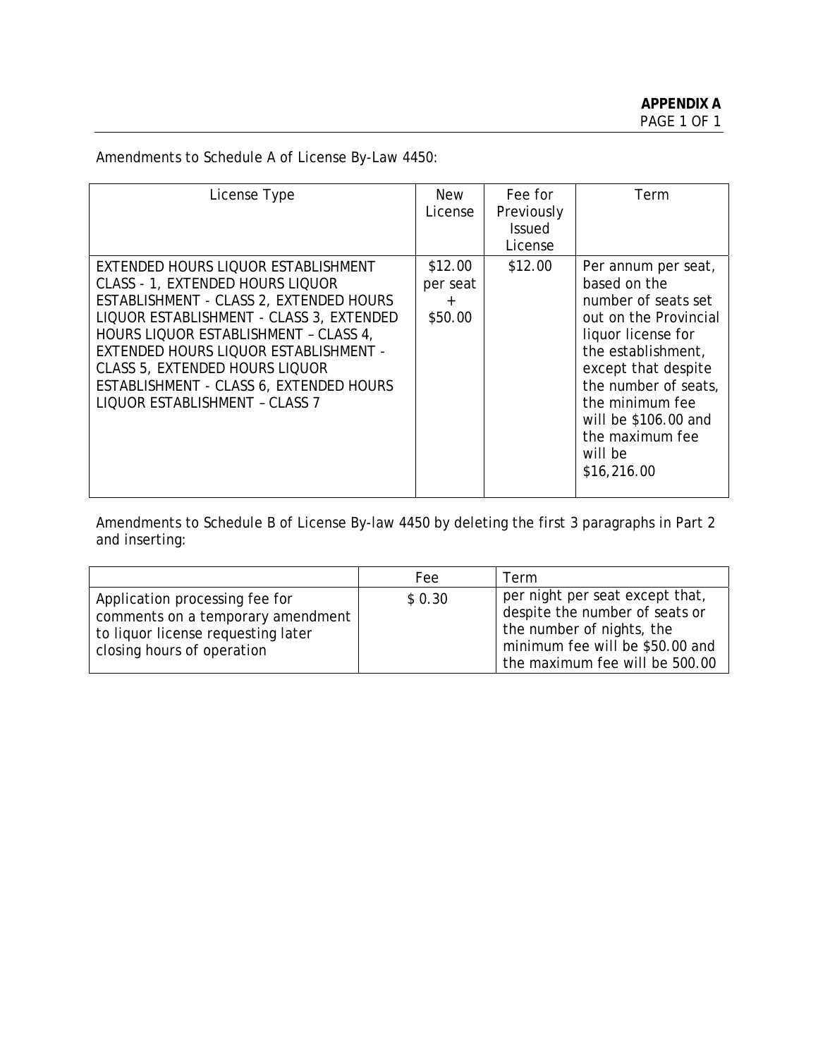**APPENDIX A**
PAGE 1 OF 1

Amendments to Schedule A of License By-Law 4450:

| License Type | New License | Fee for Previously Issued License | Term |
|---|---|---|---|
| EXTENDED HOURS LIQUOR ESTABLISHMENT CLASS - 1, EXTENDED HOURS LIQUOR ESTABLISHMENT - CLASS 2, EXTENDED HOURS LIQUOR ESTABLISHMENT - CLASS 3, EXTENDED HOURS LIQUOR ESTABLISHMENT – CLASS 4, EXTENDED HOURS LIQUOR ESTABLISHMENT - CLASS 5, EXTENDED HOURS LIQUOR ESTABLISHMENT - CLASS 6, EXTENDED HOURS LIQUOR ESTABLISHMENT – CLASS 7 | \$12.00 per seat + \$50.00 | \$12.00 | Per annum per seat, based on the number of seats set out on the Provincial liquor license for the establishment, except that despite the number of seats, the minimum fee will be \$106.00 and the maximum fee will be \$16,216.00 |

Amendments to Schedule B of License By-law 4450 by deleting the first 3 paragraphs in Part 2 and inserting:

| | Fee | Term |
|---|---|---|
| Application processing fee for comments on a temporary amendment to liquor license requesting later closing hours of operation | \$ 0.30 | per night per seat except that, despite the number of seats or the number of nights, the minimum fee will be \$50.00 and the maximum fee will be 500.00 |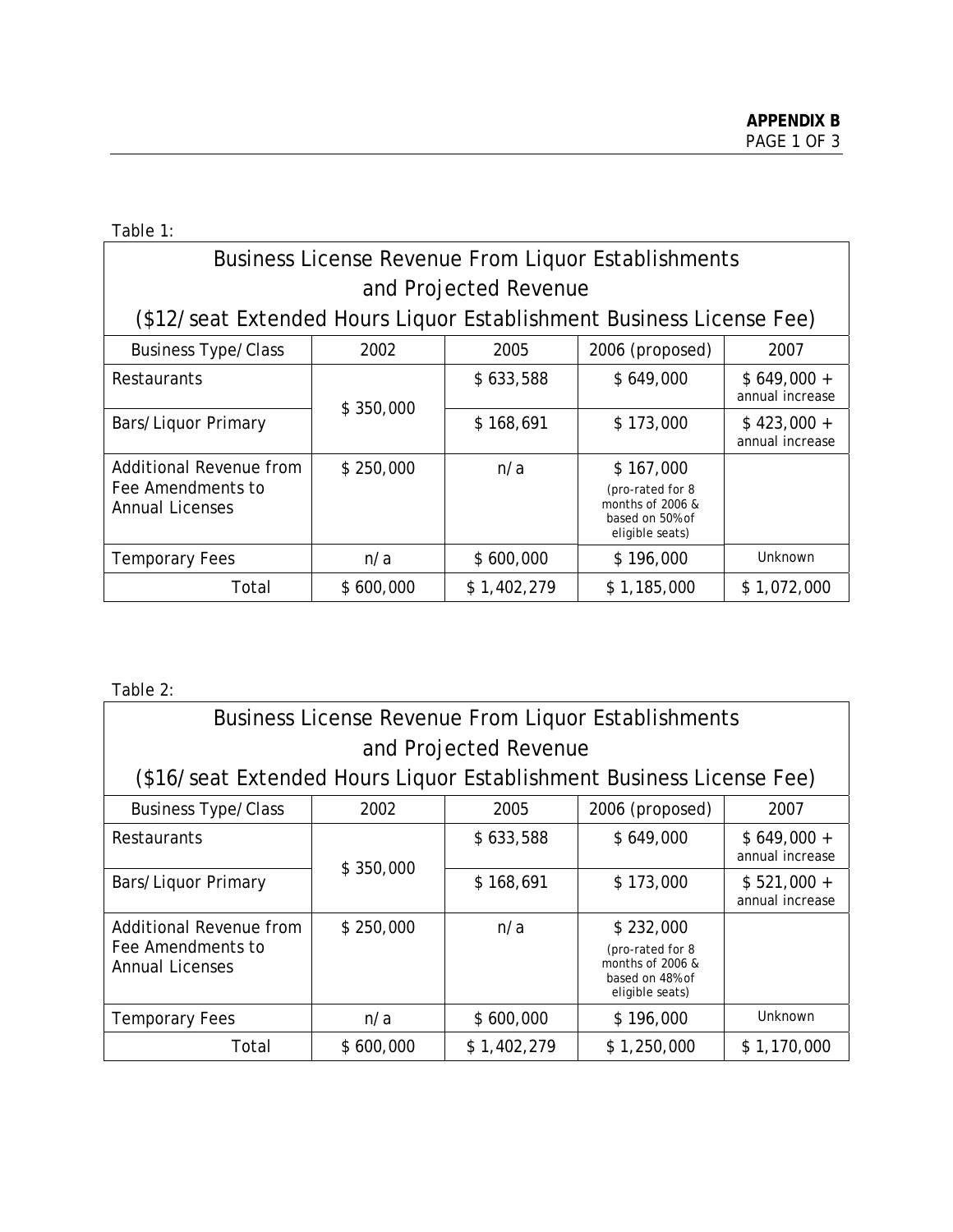**APPENDIX B**
PAGE 1 OF 3

Table 1:

| Business License Revenue From Liquor Establishments and Projected Revenue ($12/seat Extended Hours Liquor Establishment Business License Fee) | | | | |
|---|---|---|---|---|
| Business Type/Class | 2002 | 2005 | 2006 (proposed) | 2007 |
| Restaurants | $ 350,000 | $ 633,588 | $ 649,000 | $ 649,000 + annual increase |
| Bars/Liquor Primary | | $ 168,691 | $ 173,000 | $ 423,000 + annual increase |
| Additional Revenue from Fee Amendments to Annual Licenses | $ 250,000 | n/a | $ 167,000 (pro-rated for 8 months of 2006 & based on 50% of eligible seats) | |
| Temporary Fees | n/a | $ 600,000 | $ 196,000 | Unknown |
| Total | $ 600,000 | $ 1,402,279 | $ 1,185,000 | $ 1,072,000 |

Table 2:

| Business License Revenue From Liquor Establishments and Projected Revenue ($16/seat Extended Hours Liquor Establishment Business License Fee) | | | | |
|---|---|---|---|---|
| Business Type/Class | 2002 | 2005 | 2006 (proposed) | 2007 |
| Restaurants | $ 350,000 | $ 633,588 | $ 649,000 | $ 649,000 + annual increase |
| Bars/Liquor Primary | | $ 168,691 | $ 173,000 | $ 521,000 + annual increase |
| Additional Revenue from Fee Amendments to Annual Licenses | $ 250,000 | n/a | $ 232,000 (pro-rated for 8 months of 2006 & based on 48% of eligible seats) | |
| Temporary Fees | n/a | $ 600,000 | $ 196,000 | Unknown |
| Total | $ 600,000 | $ 1,402,279 | $ 1,250,000 | $ 1,170,000 |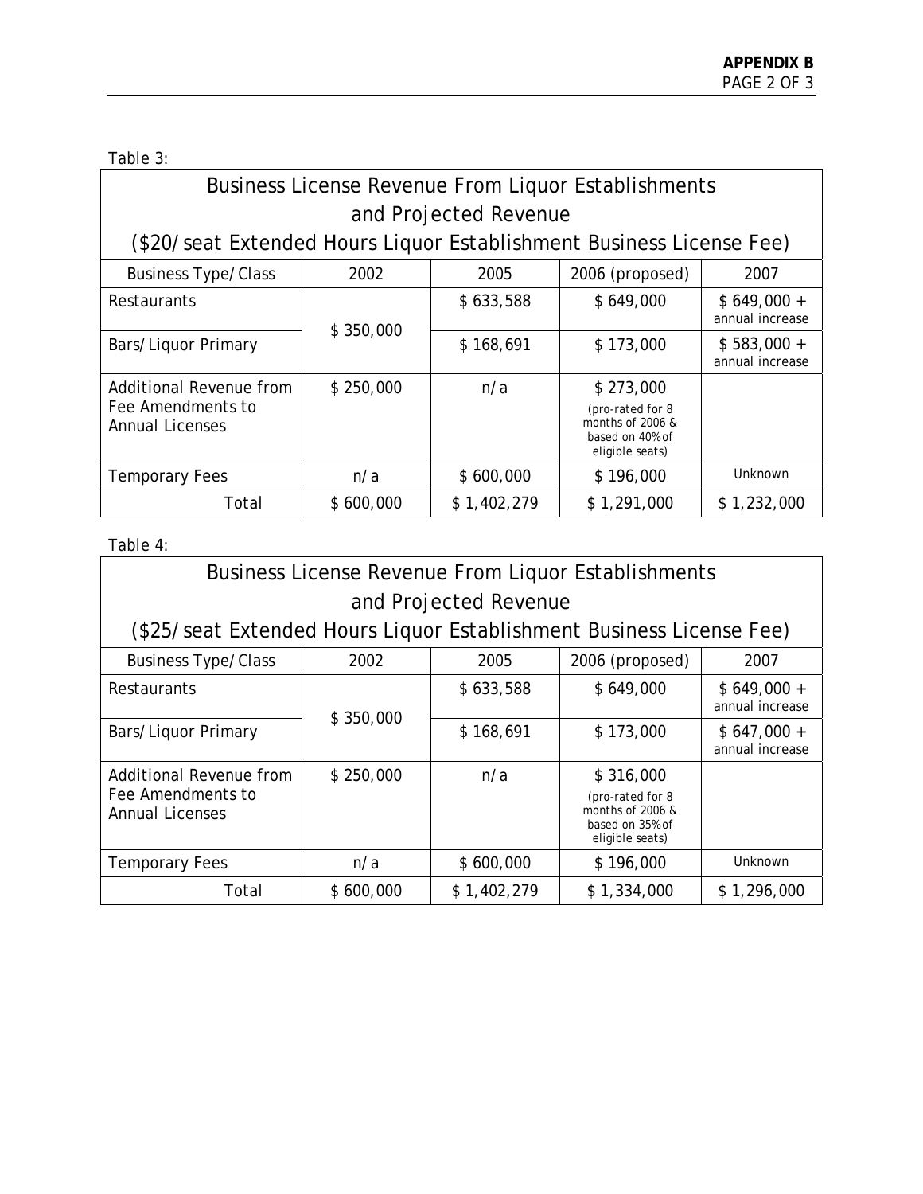Table 3:

| Business License Revenue From Liquor Establishments and Projected Revenue ($20/seat Extended Hours Liquor Establishment Business License Fee) | | | | |
|---|---|---|---|---|
| Business Type/Class | 2002 | 2005 | 2006 (proposed) | 2007 |
| Restaurants | $ 350,000 | $ 633,588 | $ 649,000 | $ 649,000 + annual increase |
| Bars/Liquor Primary | | $ 168,691 | $ 173,000 | $ 583,000 + annual increase |
| Additional Revenue from Fee Amendments to Annual Licenses | $ 250,000 | n/a | $ 273,000 (pro-rated for 8 months of 2006 & based on 40% of eligible seats) | |
| Temporary Fees | n/a | $ 600,000 | $ 196,000 | Unknown |
| Total | $ 600,000 | $ 1,402,279 | $ 1,291,000 | $ 1,232,000 |

Table 4:

| Business License Revenue From Liquor Establishments and Projected Revenue ($25/seat Extended Hours Liquor Establishment Business License Fee) | | | | |
|---|---|---|---|---|
| Business Type/Class | 2002 | 2005 | 2006 (proposed) | 2007 |
| Restaurants | $ 350,000 | $ 633,588 | $ 649,000 | $ 649,000 + annual increase |
| Bars/Liquor Primary | | $ 168,691 | $ 173,000 | $ 647,000 + annual increase |
| Additional Revenue from Fee Amendments to Annual Licenses | $ 250,000 | n/a | $ 316,000 (pro-rated for 8 months of 2006 & based on 35% of eligible seats) | |
| Temporary Fees | n/a | $ 600,000 | $ 196,000 | Unknown |
| Total | $ 600,000 | $ 1,402,279 | $ 1,334,000 | $ 1,296,000 |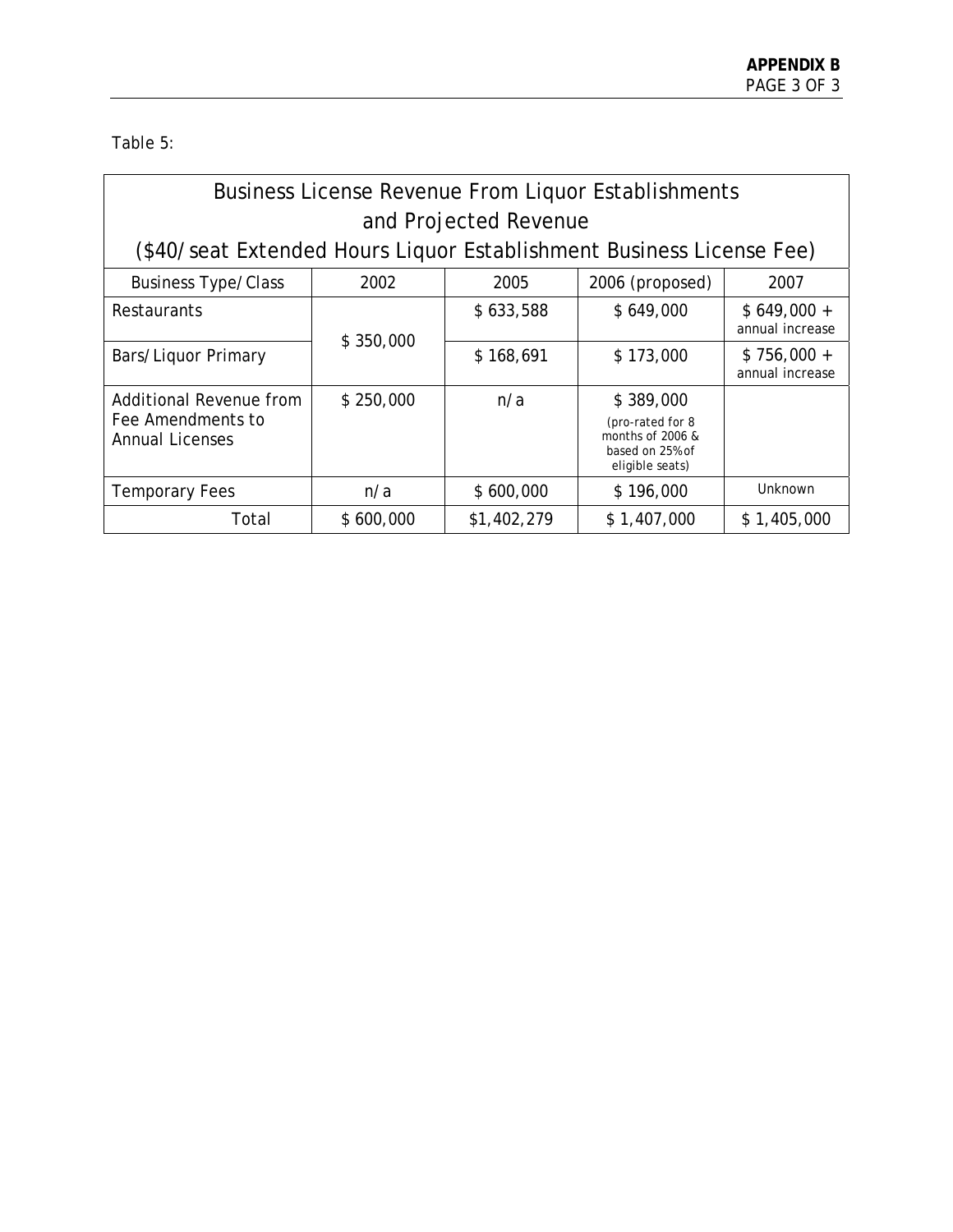Table 5:

| Business License Revenue From Liquor Establishments and Projected Revenue ($40/seat Extended Hours Liquor Establishment Business License Fee) | | | | |
|---|---|---|---|---|
| Business Type/Class | 2002 | 2005 | 2006 (proposed) | 2007 |
| Restaurants | $ 350,000 | $ 633,588 | $ 649,000 | $ 649,000 + annual increase |
| Bars/Liquor Primary | | $ 168,691 | $ 173,000 | $ 756,000 + annual increase |
| Additional Revenue from Fee Amendments to Annual Licenses | $ 250,000 | n/a | $ 389,000 (pro-rated for 8 months of 2006 & based on 25% of eligible seats) | |
| Temporary Fees | n/a | $ 600,000 | $ 196,000 | Unknown |
| Total | $ 600,000 | $1,402,279 | $ 1,407,000 | $ 1,405,000 |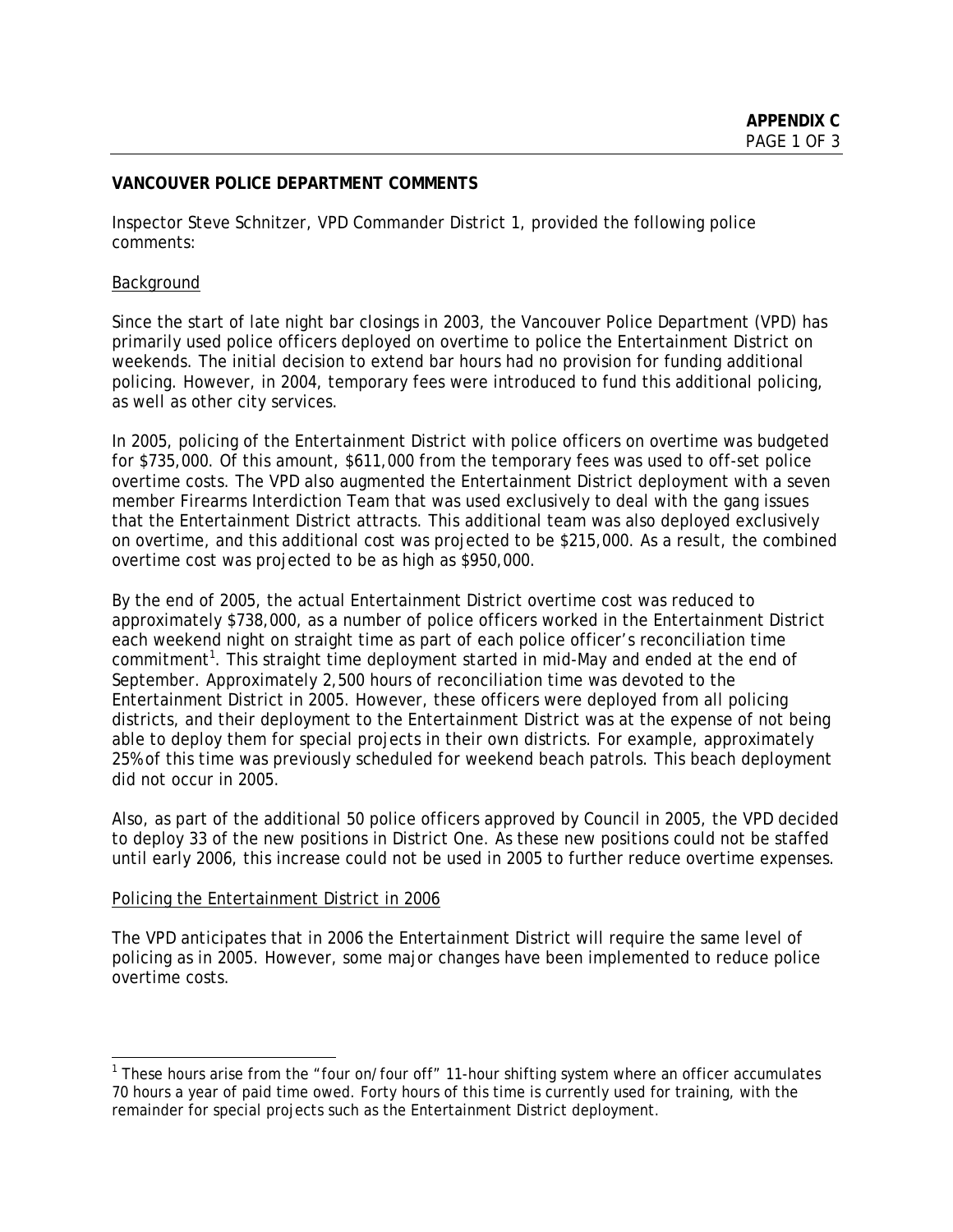**APPENDIX C**

**VANCOUVER POLICE DEPARTMENT COMMENTS**

Inspector Steve Schnitzer, VPD Commander District 1, provided the following police comments:

Background

Since the start of late night bar closings in 2003, the Vancouver Police Department (VPD) has primarily used police officers deployed on overtime to police the Entertainment District on weekends. The initial decision to extend bar hours had no provision for funding additional policing. However, in 2004, temporary fees were introduced to fund this additional policing, as well as other city services.

In 2005, policing of the Entertainment District with police officers on overtime was budgeted for $735,000. Of this amount, $611,000 from the temporary fees was used to off-set police overtime costs. The VPD also augmented the Entertainment District deployment with a seven member Firearms Interdiction Team that was used exclusively to deal with the gang issues that the Entertainment District attracts. This additional team was also deployed exclusively on overtime, and this additional cost was projected to be $215,000. As a result, the combined overtime cost was projected to be as high as $950,000.

By the end of 2005, the actual Entertainment District overtime cost was reduced to approximately $738,000, as a number of police officers worked in the Entertainment District each weekend night on straight time as part of each police officer's reconciliation time commitment[1]. This straight time deployment started in mid-May and ended at the end of September. Approximately 2,500 hours of reconciliation time was devoted to the Entertainment District in 2005. However, these officers were deployed from all policing districts, and their deployment to the Entertainment District was at the expense of not being able to deploy them for special projects in their own districts. For example, approximately 25% of this time was previously scheduled for weekend beach patrols. This beach deployment did not occur in 2005.

Also, as part of the additional 50 police officers approved by Council in 2005, the VPD decided to deploy 33 of the new positions in District One. As these new positions could not be staffed until early 2006, this increase could not be used in 2005 to further reduce overtime expenses.

Policing the Entertainment District in 2006

The VPD anticipates that in 2006 the Entertainment District will require the same level of policing as in 2005. However, some major changes have been implemented to reduce police overtime costs.

[1] These hours arise from the "four on/four off" 11-hour shifting system where an officer accumulates 70 hours a year of paid time owed. Forty hours of this time is currently used for training, with the remainder for special projects such as the Entertainment District deployment.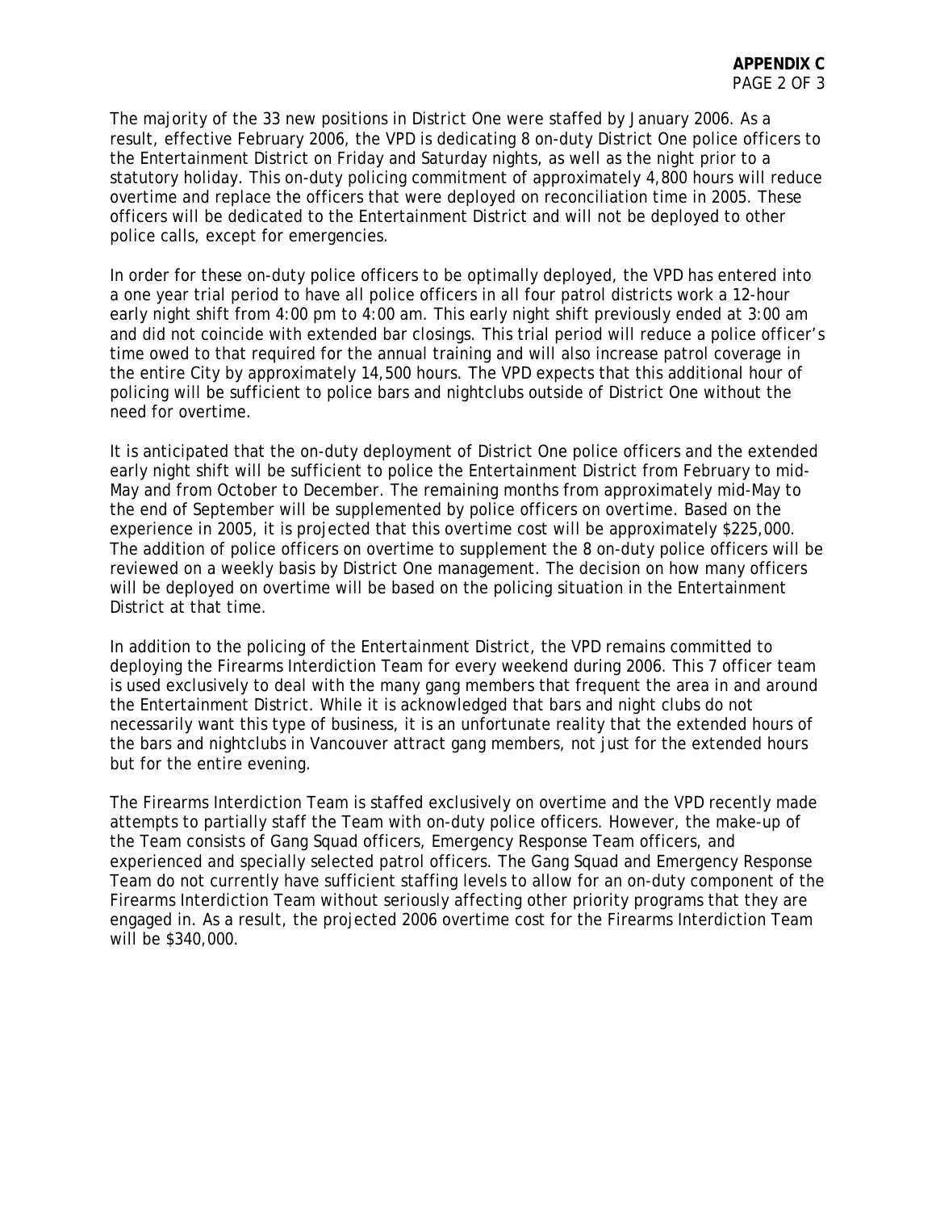The majority of the 33 new positions in District One were staffed by January 2006. As a result, effective February 2006, the VPD is dedicating 8 on-duty District One police officers to the Entertainment District on Friday and Saturday nights, as well as the night prior to a statutory holiday. This on-duty policing commitment of approximately 4,800 hours will reduce overtime and replace the officers that were deployed on reconciliation time in 2005. These officers will be dedicated to the Entertainment District and will not be deployed to other police calls, except for emergencies.

In order for these on-duty police officers to be optimally deployed, the VPD has entered into a one year trial period to have all police officers in all four patrol districts work a 12-hour early night shift from 4:00 pm to 4:00 am. This early night shift previously ended at 3:00 am and did not coincide with extended bar closings. This trial period will reduce a police officer's time owed to that required for the annual training and will also increase patrol coverage in the entire City by approximately 14,500 hours. The VPD expects that this additional hour of policing will be sufficient to police bars and nightclubs outside of District One without the need for overtime.

It is anticipated that the on-duty deployment of District One police officers and the extended early night shift will be sufficient to police the Entertainment District from February to mid-May and from October to December. The remaining months from approximately mid-May to the end of September will be supplemented by police officers on overtime. Based on the experience in 2005, it is projected that this overtime cost will be approximately $225,000. The addition of police officers on overtime to supplement the 8 on-duty police officers will be reviewed on a weekly basis by District One management. The decision on how many officers will be deployed on overtime will be based on the policing situation in the Entertainment District at that time.

In addition to the policing of the Entertainment District, the VPD remains committed to deploying the Firearms Interdiction Team for every weekend during 2006. This 7 officer team is used exclusively to deal with the many gang members that frequent the area in and around the Entertainment District. While it is acknowledged that bars and night clubs do not necessarily want this type of business, it is an unfortunate reality that the extended hours of the bars and nightclubs in Vancouver attract gang members, not just for the extended hours but for the entire evening.

The Firearms Interdiction Team is staffed exclusively on overtime and the VPD recently made attempts to partially staff the Team with on-duty police officers. However, the make-up of the Team consists of Gang Squad officers, Emergency Response Team officers, and experienced and specially selected patrol officers. The Gang Squad and Emergency Response Team do not currently have sufficient staffing levels to allow for an on-duty component of the Firearms Interdiction Team without seriously affecting other priority programs that they are engaged in. As a result, the projected 2006 overtime cost for the Firearms Interdiction Team will be $340,000.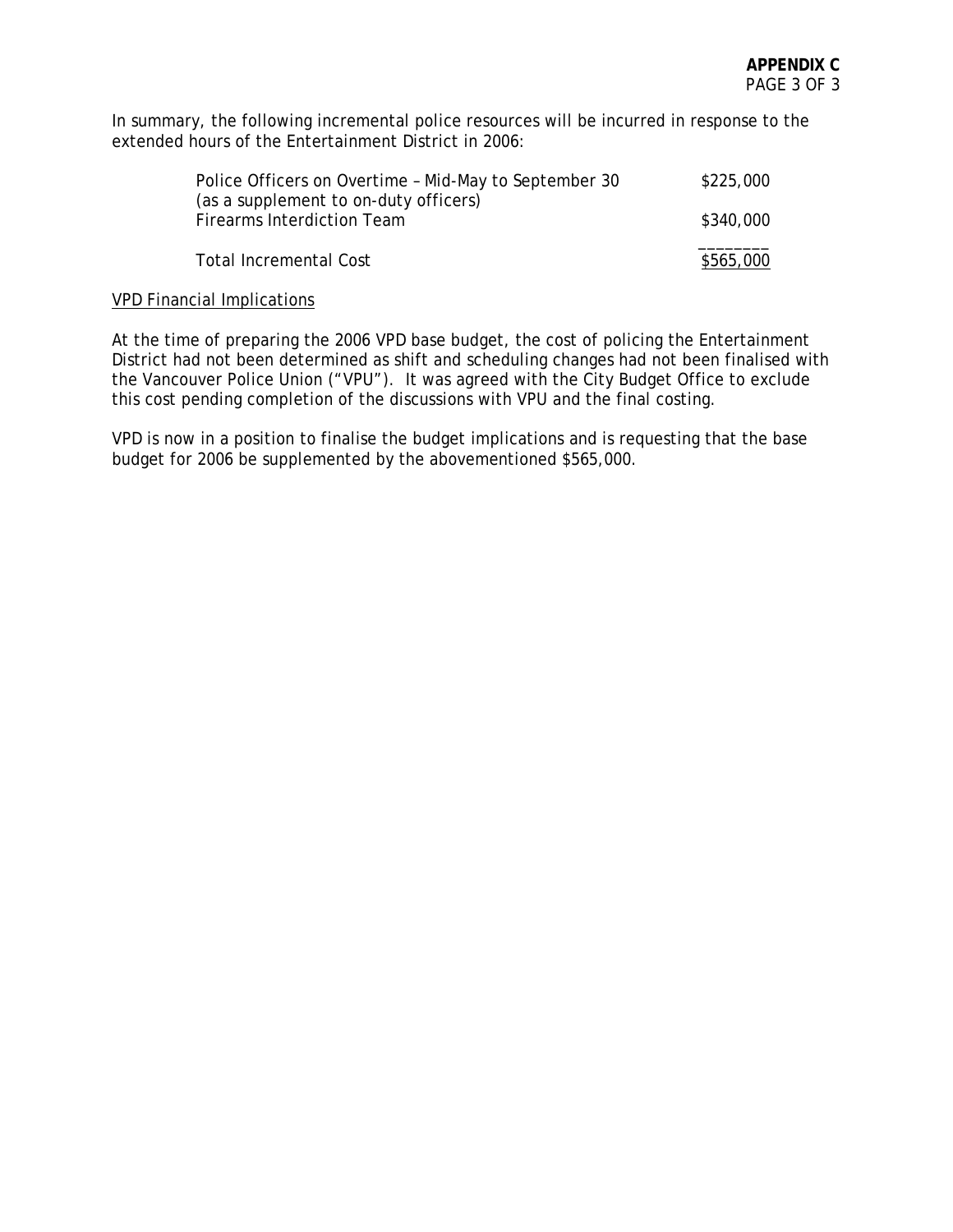**APPENDIX C**
PAGE 3 OF 3

In summary, the following incremental police resources will be incurred in response to the extended hours of the Entertainment District in 2006:

| | |
|---|---|
| Police Officers on Overtime – Mid-May to September 30 (as a supplement to on-duty officers) | $225,000 |
| Firearms Interdiction Team | $340,000 |
| Total Incremental Cost | $565,000 |

<u>VPD Financial Implications</u>

At the time of preparing the 2006 VPD base budget, the cost of policing the Entertainment District had not been determined as shift and scheduling changes had not been finalised with the Vancouver Police Union ("VPU"). It was agreed with the City Budget Office to exclude this cost pending completion of the discussions with VPU and the final costing.

VPD is now in a position to finalise the budget implications and is requesting that the base budget for 2006 be supplemented by the abovementioned $565,000.